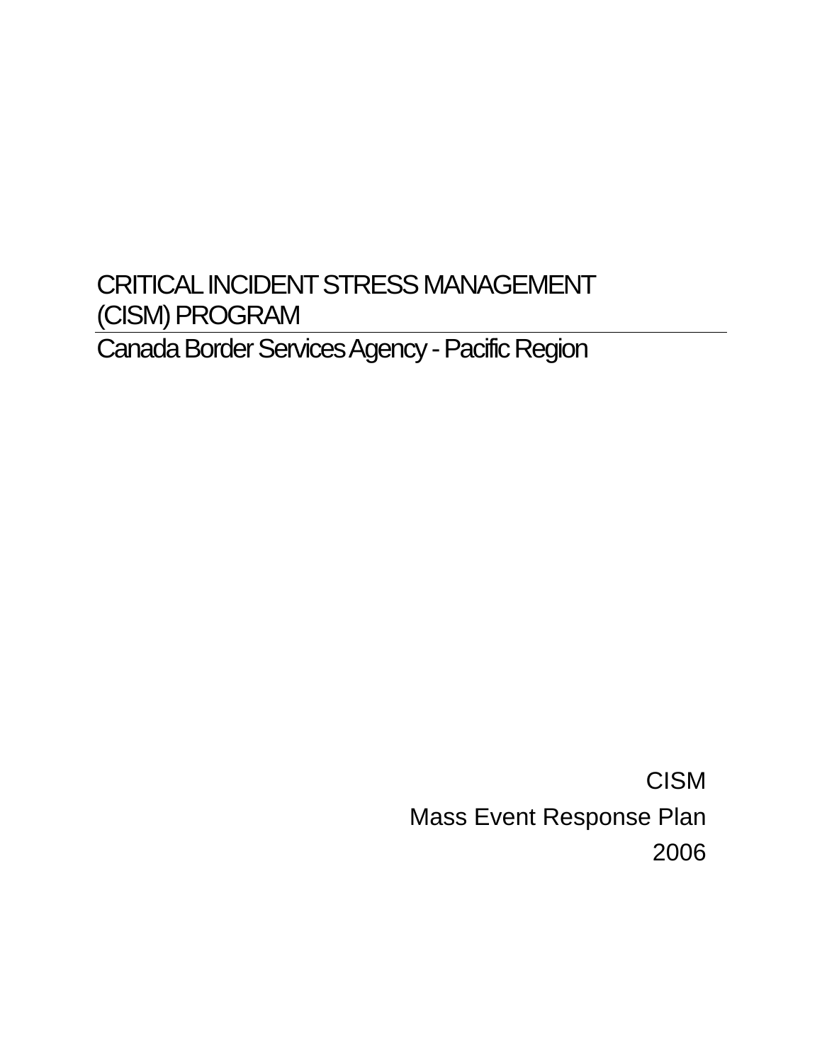# CRITICAL INCIDENT STRESS MANAGEMENT (CISM) PROGRAM

## Canada Border Services Agency - Pacific Region

CISM

Mass Event Response Plan

2006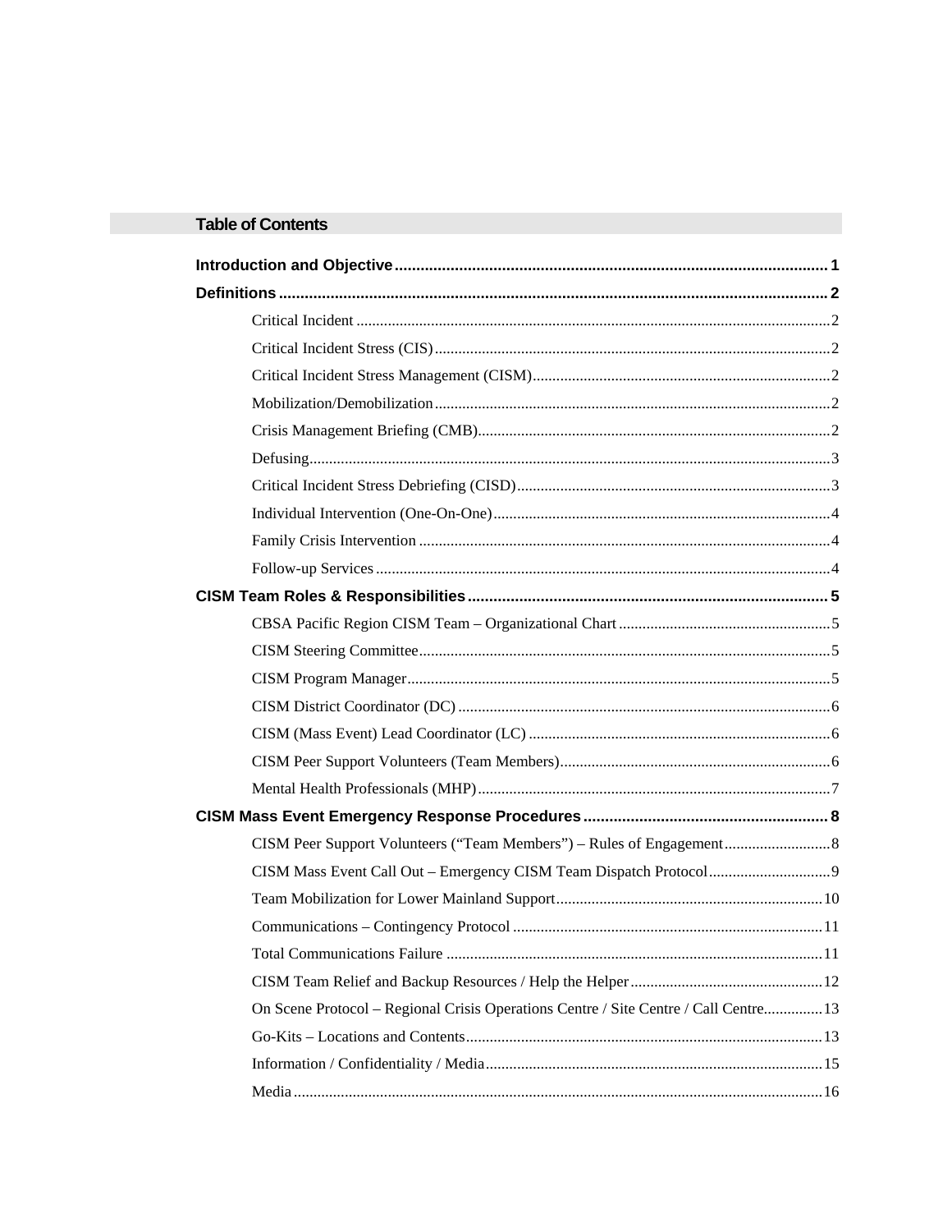## Table of Contents

**Introduction and Objective** .......... 1

**Definitions** .......... 2

- Critical Incident .......... 2
- Critical Incident Stress (CIS) .......... 2
- Critical Incident Stress Management (CISM) .......... 2
- Mobilization/Demobilization .......... 2
- Crisis Management Briefing (CMB) .......... 2
- Defusing .......... 3
- Critical Incident Stress Debriefing (CISD) .......... 3
- Individual Intervention (One-On-One) .......... 4
- Family Crisis Intervention .......... 4
- Follow-up Services .......... 4

**CISM Team Roles & Responsibilities** .......... 5

- CBSA Pacific Region CISM Team – Organizational Chart .......... 5
- CISM Steering Committee .......... 5
- CISM Program Manager .......... 5
- CISM District Coordinator (DC) .......... 6
- CISM (Mass Event) Lead Coordinator (LC) .......... 6
- CISM Peer Support Volunteers (Team Members) .......... 6
- Mental Health Professionals (MHP) .......... 7

**CISM Mass Event Emergency Response Procedures** .......... 8

- CISM Peer Support Volunteers ("Team Members") – Rules of Engagement .......... 8
- CISM Mass Event Call Out – Emergency CISM Team Dispatch Protocol .......... 9
- Team Mobilization for Lower Mainland Support .......... 10
- Communications – Contingency Protocol .......... 11
- Total Communications Failure .......... 11
- CISM Team Relief and Backup Resources / Help the Helper .......... 12
- On Scene Protocol – Regional Crisis Operations Centre / Site Centre / Call Centre .......... 13
- Go-Kits – Locations and Contents .......... 13
- Information / Confidentiality / Media .......... 15
- Media .......... 16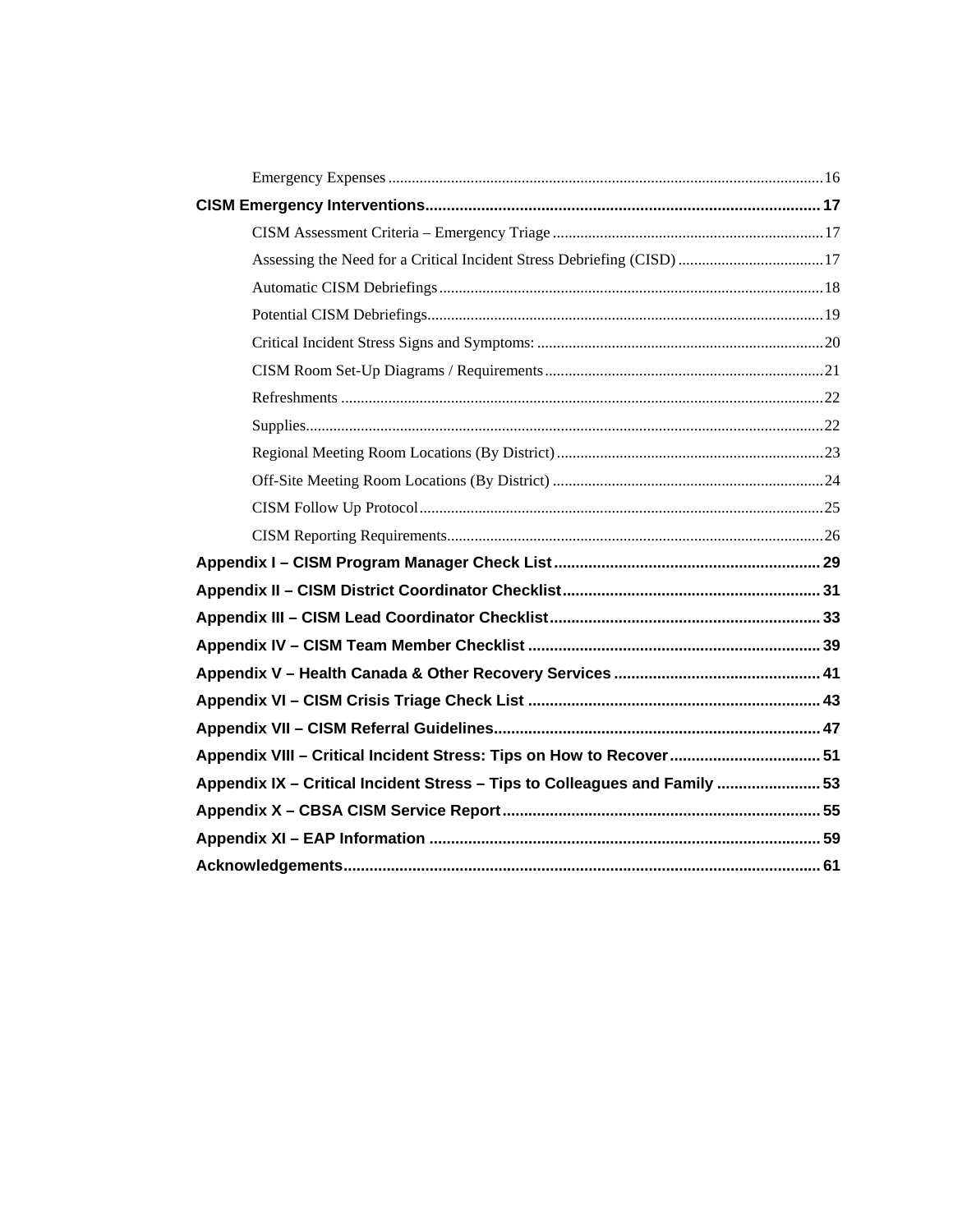Emergency Expenses ..... 16

**CISM Emergency Interventions ..... 17**

CISM Assessment Criteria – Emergency Triage ..... 17

Assessing the Need for a Critical Incident Stress Debriefing (CISD) ..... 17

Automatic CISM Debriefings ..... 18

Potential CISM Debriefings ..... 19

Critical Incident Stress Signs and Symptoms: ..... 20

CISM Room Set-Up Diagrams / Requirements ..... 21

Refreshments ..... 22

Supplies ..... 22

Regional Meeting Room Locations (By District) ..... 23

Off-Site Meeting Room Locations (By District) ..... 24

CISM Follow Up Protocol ..... 25

CISM Reporting Requirements ..... 26

**Appendix I – CISM Program Manager Check List ..... 29**

**Appendix II – CISM District Coordinator Checklist ..... 31**

**Appendix III – CISM Lead Coordinator Checklist ..... 33**

**Appendix IV – CISM Team Member Checklist ..... 39**

**Appendix V – Health Canada & Other Recovery Services ..... 41**

**Appendix VI – CISM Crisis Triage Check List ..... 43**

**Appendix VII – CISM Referral Guidelines ..... 47**

**Appendix VIII – Critical Incident Stress: Tips on How to Recover ..... 51**

**Appendix IX – Critical Incident Stress – Tips to Colleagues and Family ..... 53**

**Appendix X – CBSA CISM Service Report ..... 55**

**Appendix XI – EAP Information ..... 59**

**Acknowledgements ..... 61**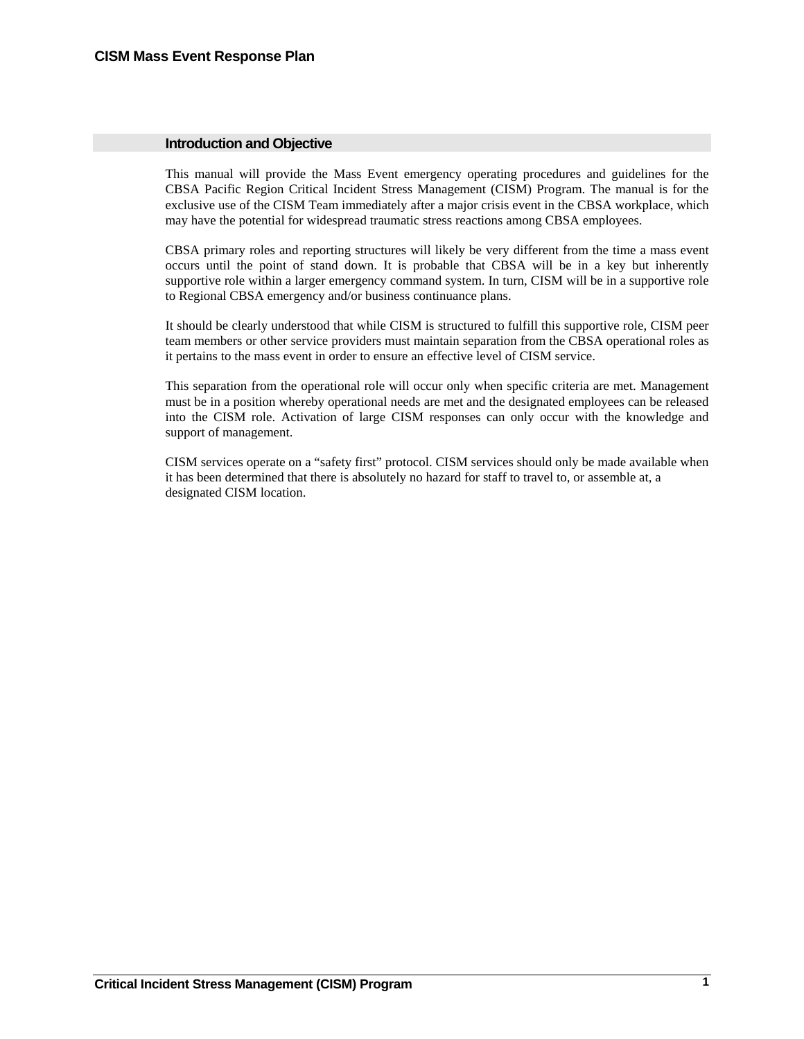## Introduction and Objective

This manual will provide the Mass Event emergency operating procedures and guidelines for the CBSA Pacific Region Critical Incident Stress Management (CISM) Program. The manual is for the exclusive use of the CISM Team immediately after a major crisis event in the CBSA workplace, which may have the potential for widespread traumatic stress reactions among CBSA employees.

CBSA primary roles and reporting structures will likely be very different from the time a mass event occurs until the point of stand down. It is probable that CBSA will be in a key but inherently supportive role within a larger emergency command system. In turn, CISM will be in a supportive role to Regional CBSA emergency and/or business continuance plans.

It should be clearly understood that while CISM is structured to fulfill this supportive role, CISM peer team members or other service providers must maintain separation from the CBSA operational roles as it pertains to the mass event in order to ensure an effective level of CISM service.

This separation from the operational role will occur only when specific criteria are met. Management must be in a position whereby operational needs are met and the designated employees can be released into the CISM role. Activation of large CISM responses can only occur with the knowledge and support of management.

CISM services operate on a "safety first" protocol. CISM services should only be made available when it has been determined that there is absolutely no hazard for staff to travel to, or assemble at, a designated CISM location.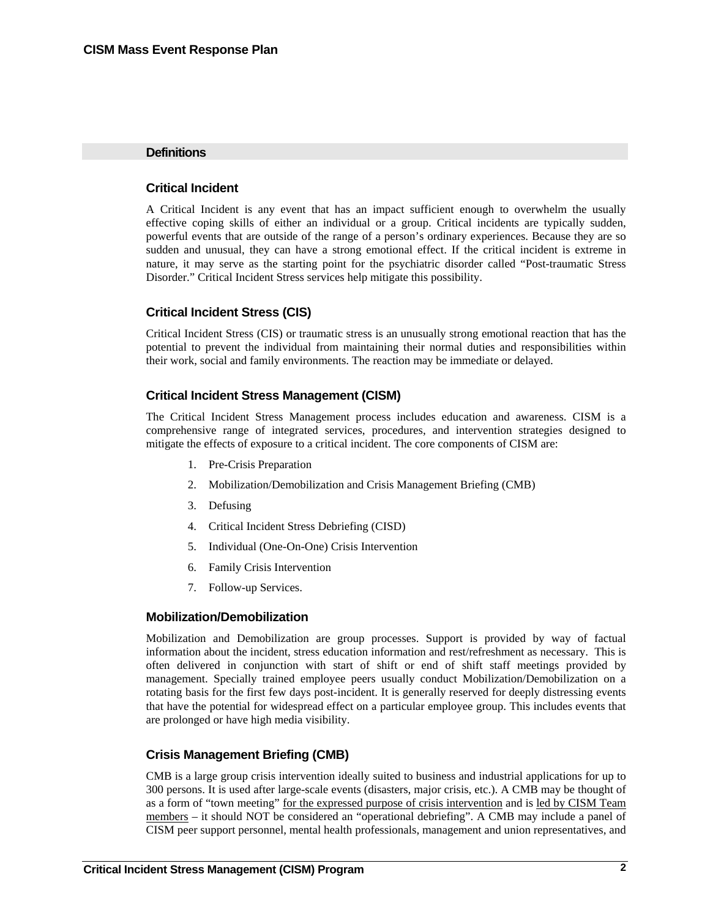## Definitions

### Critical Incident

A Critical Incident is any event that has an impact sufficient enough to overwhelm the usually effective coping skills of either an individual or a group. Critical incidents are typically sudden, powerful events that are outside of the range of a person's ordinary experiences. Because they are so sudden and unusual, they can have a strong emotional effect. If the critical incident is extreme in nature, it may serve as the starting point for the psychiatric disorder called "Post-traumatic Stress Disorder." Critical Incident Stress services help mitigate this possibility.

### Critical Incident Stress (CIS)

Critical Incident Stress (CIS) or traumatic stress is an unusually strong emotional reaction that has the potential to prevent the individual from maintaining their normal duties and responsibilities within their work, social and family environments. The reaction may be immediate or delayed.

### Critical Incident Stress Management (CISM)

The Critical Incident Stress Management process includes education and awareness. CISM is a comprehensive range of integrated services, procedures, and intervention strategies designed to mitigate the effects of exposure to a critical incident. The core components of CISM are:

1. Pre-Crisis Preparation
2. Mobilization/Demobilization and Crisis Management Briefing (CMB)
3. Defusing
4. Critical Incident Stress Debriefing (CISD)
5. Individual (One-On-One) Crisis Intervention
6. Family Crisis Intervention
7. Follow-up Services.

### Mobilization/Demobilization

Mobilization and Demobilization are group processes. Support is provided by way of factual information about the incident, stress education information and rest/refreshment as necessary. This is often delivered in conjunction with start of shift or end of shift staff meetings provided by management. Specially trained employee peers usually conduct Mobilization/Demobilization on a rotating basis for the first few days post-incident. It is generally reserved for deeply distressing events that have the potential for widespread effect on a particular employee group. This includes events that are prolonged or have high media visibility.

### Crisis Management Briefing (CMB)

CMB is a large group crisis intervention ideally suited to business and industrial applications for up to 300 persons. It is used after large-scale events (disasters, major crisis, etc.). A CMB may be thought of as a form of "town meeting" for the expressed purpose of crisis intervention and is led by CISM Team members – it should NOT be considered an "operational debriefing". A CMB may include a panel of CISM peer support personnel, mental health professionals, management and union representatives, and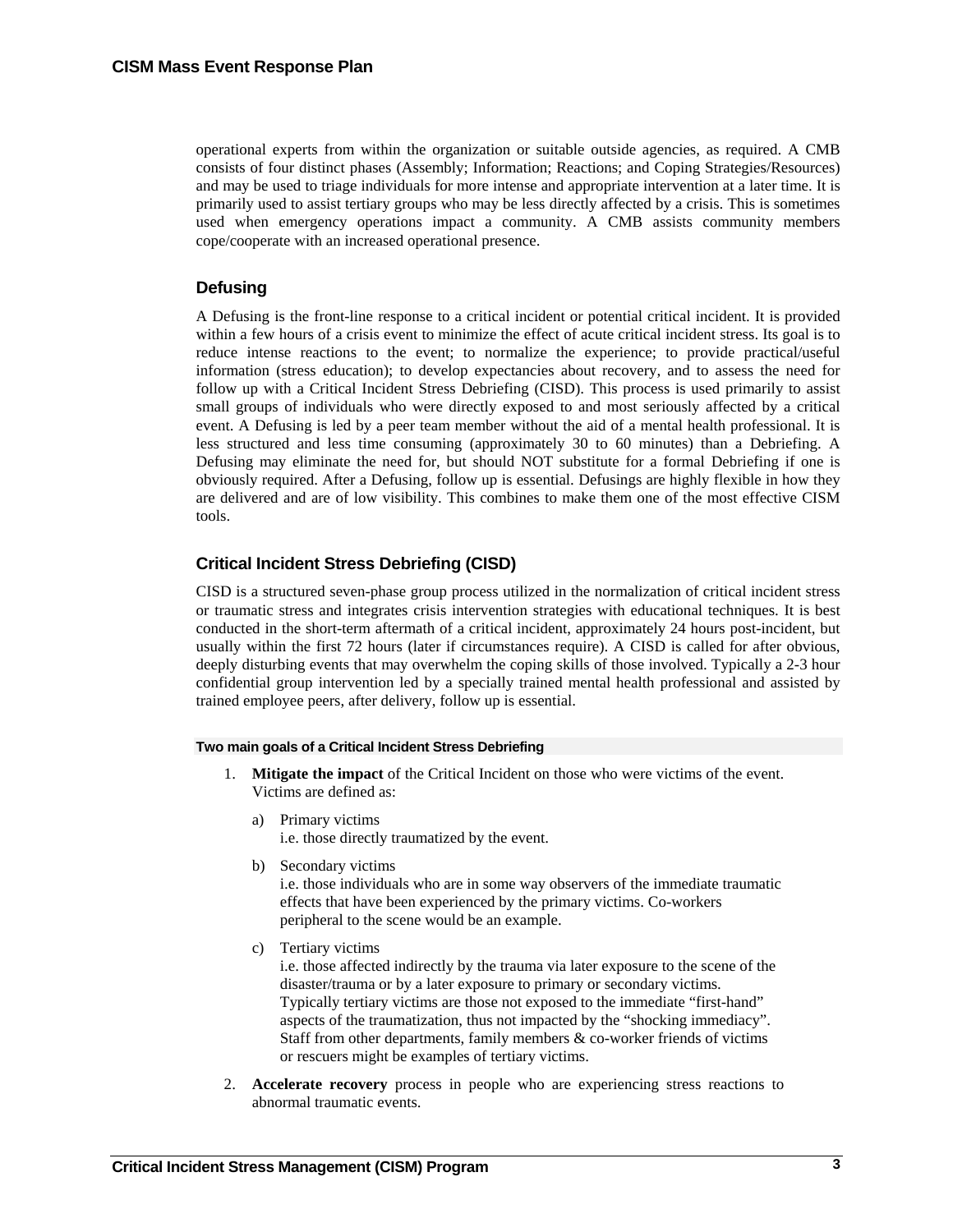operational experts from within the organization or suitable outside agencies, as required. A CMB consists of four distinct phases (Assembly; Information; Reactions; and Coping Strategies/Resources) and may be used to triage individuals for more intense and appropriate intervention at a later time. It is primarily used to assist tertiary groups who may be less directly affected by a crisis. This is sometimes used when emergency operations impact a community. A CMB assists community members cope/cooperate with an increased operational presence.

### Defusing

A Defusing is the front-line response to a critical incident or potential critical incident. It is provided within a few hours of a crisis event to minimize the effect of acute critical incident stress. Its goal is to reduce intense reactions to the event; to normalize the experience; to provide practical/useful information (stress education); to develop expectancies about recovery, and to assess the need for follow up with a Critical Incident Stress Debriefing (CISD). This process is used primarily to assist small groups of individuals who were directly exposed to and most seriously affected by a critical event. A Defusing is led by a peer team member without the aid of a mental health professional. It is less structured and less time consuming (approximately 30 to 60 minutes) than a Debriefing. A Defusing may eliminate the need for, but should NOT substitute for a formal Debriefing if one is obviously required. After a Defusing, follow up is essential. Defusings are highly flexible in how they are delivered and are of low visibility. This combines to make them one of the most effective CISM tools.

### Critical Incident Stress Debriefing (CISD)

CISD is a structured seven-phase group process utilized in the normalization of critical incident stress or traumatic stress and integrates crisis intervention strategies with educational techniques. It is best conducted in the short-term aftermath of a critical incident, approximately 24 hours post-incident, but usually within the first 72 hours (later if circumstances require). A CISD is called for after obvious, deeply disturbing events that may overwhelm the coping skills of those involved. Typically a 2-3 hour confidential group intervention led by a specially trained mental health professional and assisted by trained employee peers, after delivery, follow up is essential.

#### Two main goals of a Critical Incident Stress Debriefing

1. **Mitigate the impact** of the Critical Incident on those who were victims of the event. Victims are defined as:

   a) Primary victims
      i.e. those directly traumatized by the event.

   b) Secondary victims
      i.e. those individuals who are in some way observers of the immediate traumatic effects that have been experienced by the primary victims. Co-workers peripheral to the scene would be an example.

   c) Tertiary victims
      i.e. those affected indirectly by the trauma via later exposure to the scene of the disaster/trauma or by a later exposure to primary or secondary victims. Typically tertiary victims are those not exposed to the immediate "first-hand" aspects of the traumatization, thus not impacted by the "shocking immediacy". Staff from other departments, family members & co-worker friends of victims or rescuers might be examples of tertiary victims.

2. **Accelerate recovery** process in people who are experiencing stress reactions to abnormal traumatic events.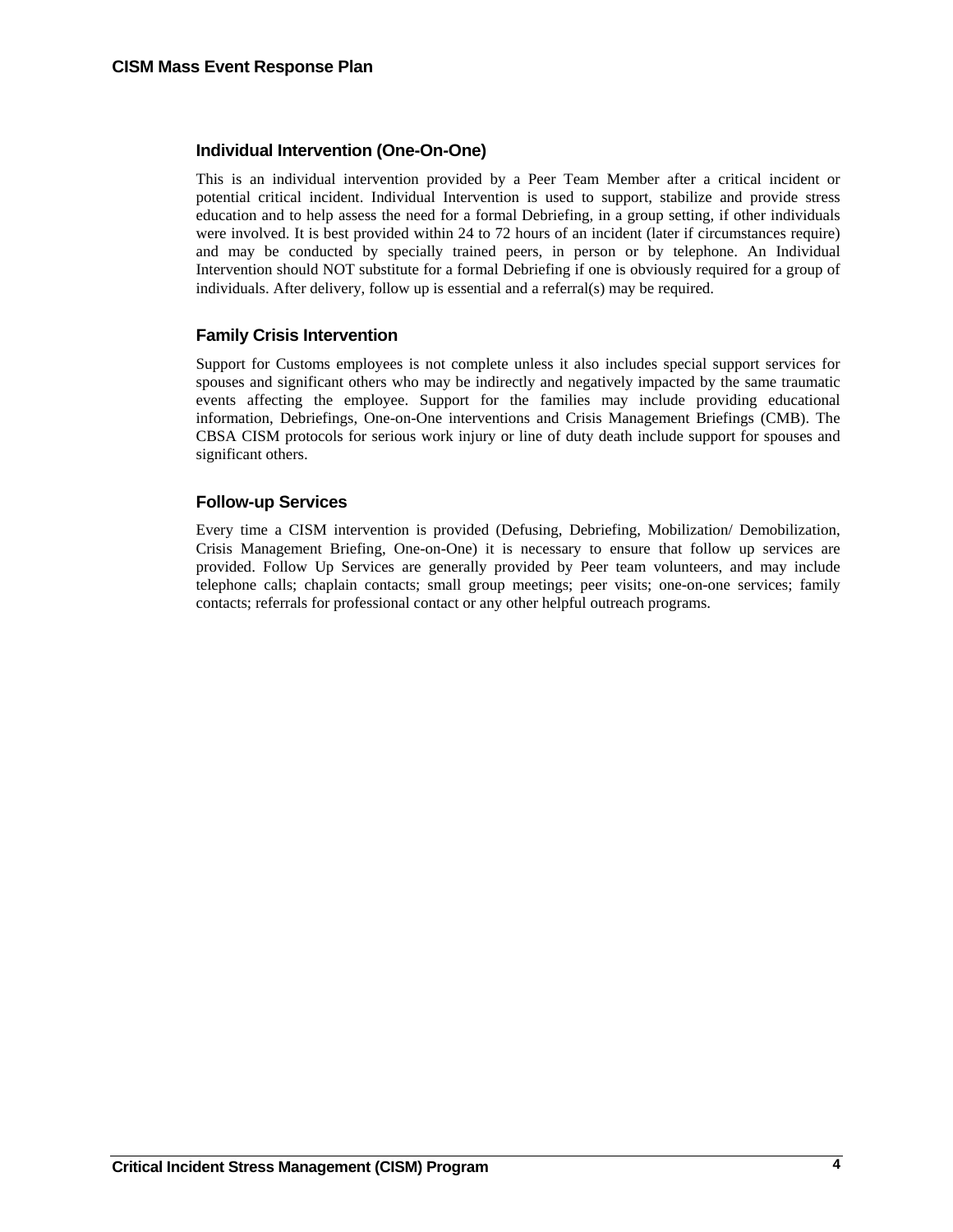### Individual Intervention (One-On-One)

This is an individual intervention provided by a Peer Team Member after a critical incident or potential critical incident. Individual Intervention is used to support, stabilize and provide stress education and to help assess the need for a formal Debriefing, in a group setting, if other individuals were involved. It is best provided within 24 to 72 hours of an incident (later if circumstances require) and may be conducted by specially trained peers, in person or by telephone. An Individual Intervention should NOT substitute for a formal Debriefing if one is obviously required for a group of individuals. After delivery, follow up is essential and a referral(s) may be required.

### Family Crisis Intervention

Support for Customs employees is not complete unless it also includes special support services for spouses and significant others who may be indirectly and negatively impacted by the same traumatic events affecting the employee. Support for the families may include providing educational information, Debriefings, One-on-One interventions and Crisis Management Briefings (CMB). The CBSA CISM protocols for serious work injury or line of duty death include support for spouses and significant others.

### Follow-up Services

Every time a CISM intervention is provided (Defusing, Debriefing, Mobilization/ Demobilization, Crisis Management Briefing, One-on-One) it is necessary to ensure that follow up services are provided. Follow Up Services are generally provided by Peer team volunteers, and may include telephone calls; chaplain contacts; small group meetings; peer visits; one-on-one services; family contacts; referrals for professional contact or any other helpful outreach programs.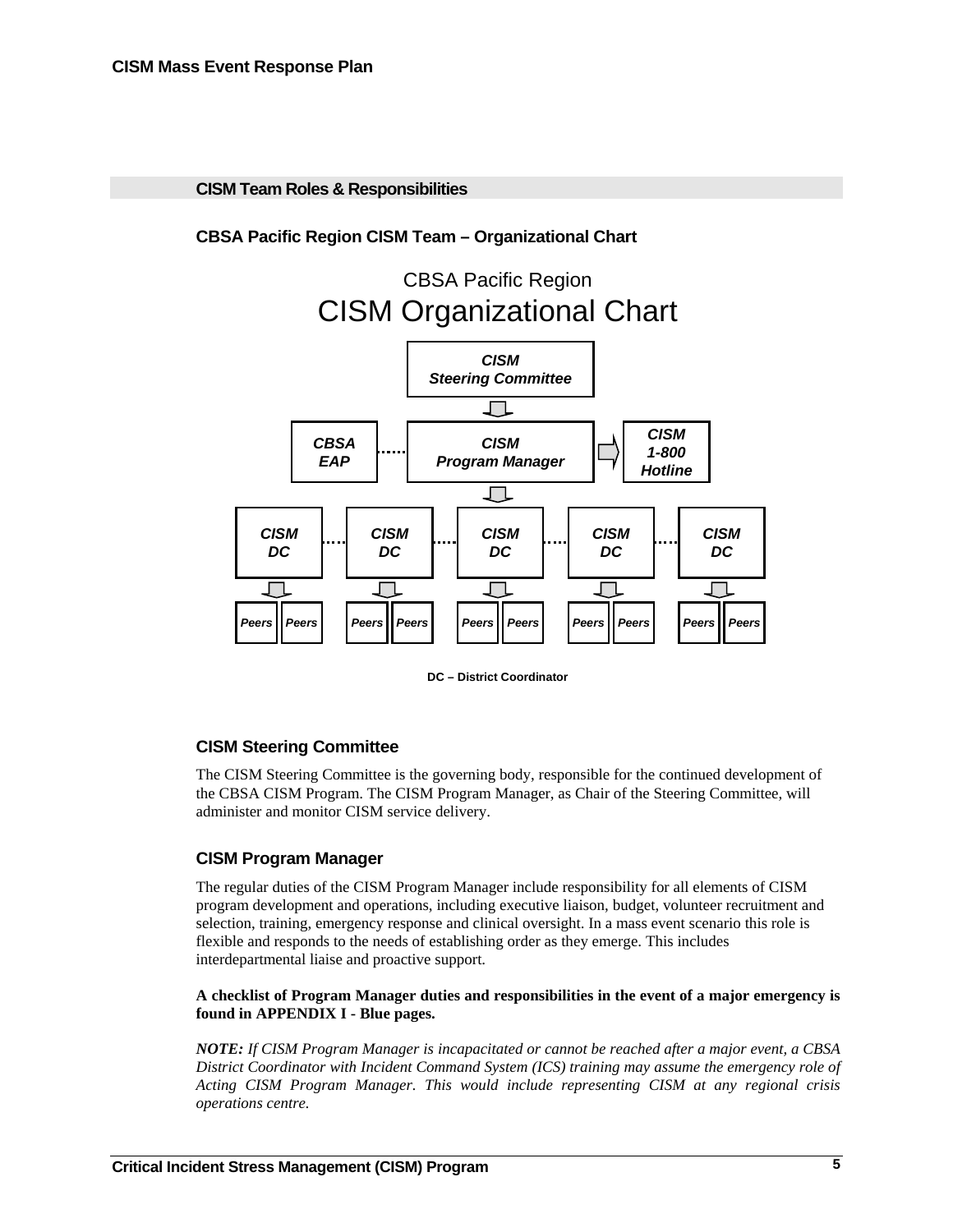## CISM Team Roles & Responsibilities

### CBSA Pacific Region CISM Team – Organizational Chart

CBSA Pacific Region
CISM Organizational Chart

*CISM Steering Committee*

*CBSA EAP* ····· *CISM Program Manager* ⇒ *CISM 1-800 Hotline*

*CISM DC* ····· *CISM DC* ····· *CISM DC* ····· *CISM DC* ····· *CISM DC*

*Peers* *Peers* | *Peers* *Peers* | *Peers* *Peers* | *Peers* *Peers* | *Peers* *Peers*

**DC – District Coordinator**

### CISM Steering Committee

The CISM Steering Committee is the governing body, responsible for the continued development of the CBSA CISM Program. The CISM Program Manager, as Chair of the Steering Committee, will administer and monitor CISM service delivery.

### CISM Program Manager

The regular duties of the CISM Program Manager include responsibility for all elements of CISM program development and operations, including executive liaison, budget, volunteer recruitment and selection, training, emergency response and clinical oversight. In a mass event scenario this role is flexible and responds to the needs of establishing order as they emerge. This includes interdepartmental liaise and proactive support.

**A checklist of Program Manager duties and responsibilities in the event of a major emergency is found in APPENDIX I - Blue pages.**

***NOTE:*** *If CISM Program Manager is incapacitated or cannot be reached after a major event, a CBSA District Coordinator with Incident Command System (ICS) training may assume the emergency role of Acting CISM Program Manager. This would include representing CISM at any regional crisis operations centre.*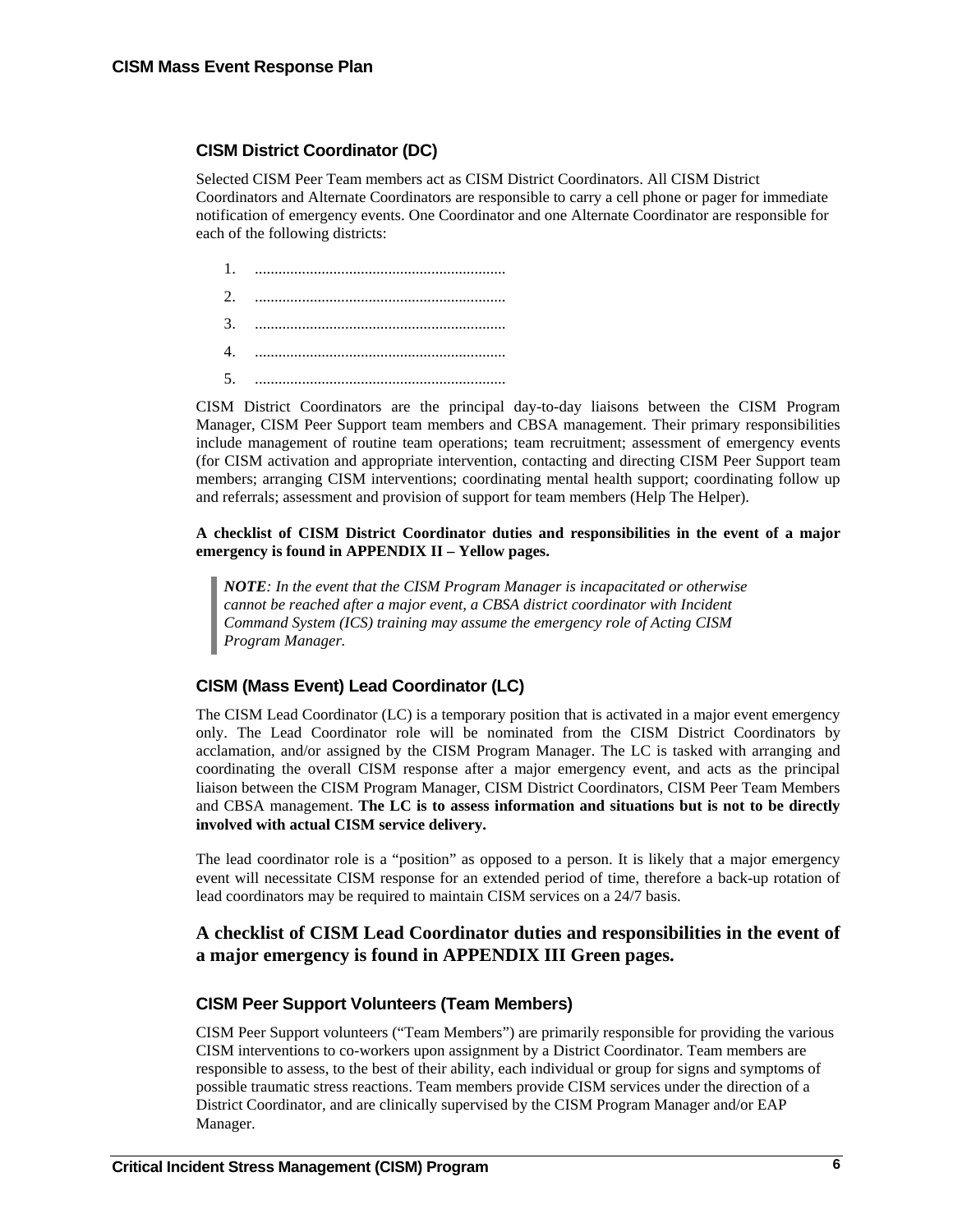### CISM District Coordinator (DC)

Selected CISM Peer Team members act as CISM District Coordinators. All CISM District Coordinators and Alternate Coordinators are responsible to carry a cell phone or pager for immediate notification of emergency events. One Coordinator and one Alternate Coordinator are responsible for each of the following districts:

1. ...............................................................
2. ...............................................................
3. ...............................................................
4. ...............................................................
5. ...............................................................

CISM District Coordinators are the principal day-to-day liaisons between the CISM Program Manager, CISM Peer Support team members and CBSA management. Their primary responsibilities include management of routine team operations; team recruitment; assessment of emergency events (for CISM activation and appropriate intervention, contacting and directing CISM Peer Support team members; arranging CISM interventions; coordinating mental health support; coordinating follow up and referrals; assessment and provision of support for team members (Help The Helper).

**A checklist of CISM District Coordinator duties and responsibilities in the event of a major emergency is found in APPENDIX II – Yellow pages.**

> ***NOTE****: In the event that the CISM Program Manager is incapacitated or otherwise cannot be reached after a major event, a CBSA district coordinator with Incident Command System (ICS) training may assume the emergency role of Acting CISM Program Manager.*

### CISM (Mass Event) Lead Coordinator (LC)

The CISM Lead Coordinator (LC) is a temporary position that is activated in a major event emergency only. The Lead Coordinator role will be nominated from the CISM District Coordinators by acclamation, and/or assigned by the CISM Program Manager. The LC is tasked with arranging and coordinating the overall CISM response after a major emergency event, and acts as the principal liaison between the CISM Program Manager, CISM District Coordinators, CISM Peer Team Members and CBSA management. **The LC is to assess information and situations but is not to be directly involved with actual CISM service delivery.**

The lead coordinator role is a "position" as opposed to a person. It is likely that a major emergency event will necessitate CISM response for an extended period of time, therefore a back-up rotation of lead coordinators may be required to maintain CISM services on a 24/7 basis.

## A checklist of CISM Lead Coordinator duties and responsibilities in the event of a major emergency is found in APPENDIX III Green pages.

### CISM Peer Support Volunteers (Team Members)

CISM Peer Support volunteers ("Team Members") are primarily responsible for providing the various CISM interventions to co-workers upon assignment by a District Coordinator. Team members are responsible to assess, to the best of their ability, each individual or group for signs and symptoms of possible traumatic stress reactions. Team members provide CISM services under the direction of a District Coordinator, and are clinically supervised by the CISM Program Manager and/or EAP Manager.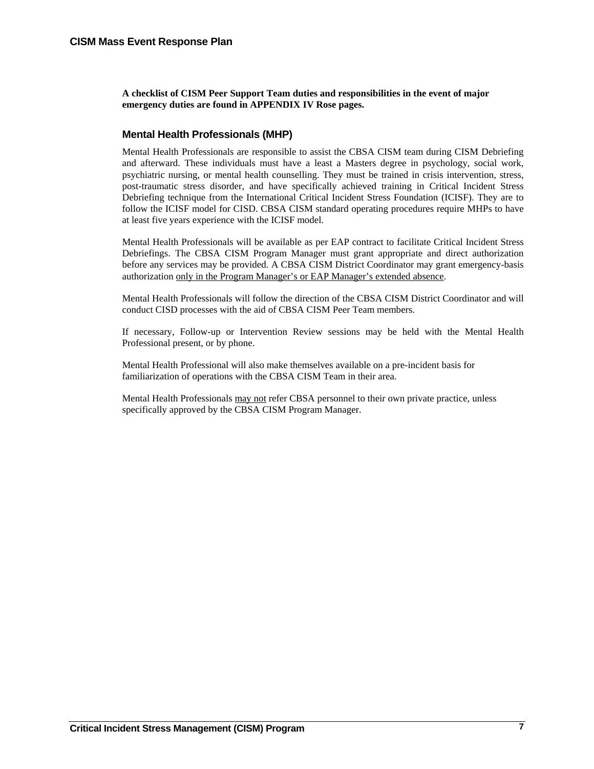**A checklist of CISM Peer Support Team duties and responsibilities in the event of major emergency duties are found in APPENDIX IV Rose pages.**

## Mental Health Professionals (MHP)

Mental Health Professionals are responsible to assist the CBSA CISM team during CISM Debriefing and afterward. These individuals must have a least a Masters degree in psychology, social work, psychiatric nursing, or mental health counselling. They must be trained in crisis intervention, stress, post-traumatic stress disorder, and have specifically achieved training in Critical Incident Stress Debriefing technique from the International Critical Incident Stress Foundation (ICISF). They are to follow the ICISF model for CISD. CBSA CISM standard operating procedures require MHPs to have at least five years experience with the ICISF model.

Mental Health Professionals will be available as per EAP contract to facilitate Critical Incident Stress Debriefings. The CBSA CISM Program Manager must grant appropriate and direct authorization before any services may be provided. A CBSA CISM District Coordinator may grant emergency-basis authorization <u>only in the Program Manager's or EAP Manager's extended absence</u>.

Mental Health Professionals will follow the direction of the CBSA CISM District Coordinator and will conduct CISD processes with the aid of CBSA CISM Peer Team members.

If necessary, Follow-up or Intervention Review sessions may be held with the Mental Health Professional present, or by phone.

Mental Health Professional will also make themselves available on a pre-incident basis for familiarization of operations with the CBSA CISM Team in their area.

Mental Health Professionals <u>may not</u> refer CBSA personnel to their own private practice, unless specifically approved by the CBSA CISM Program Manager.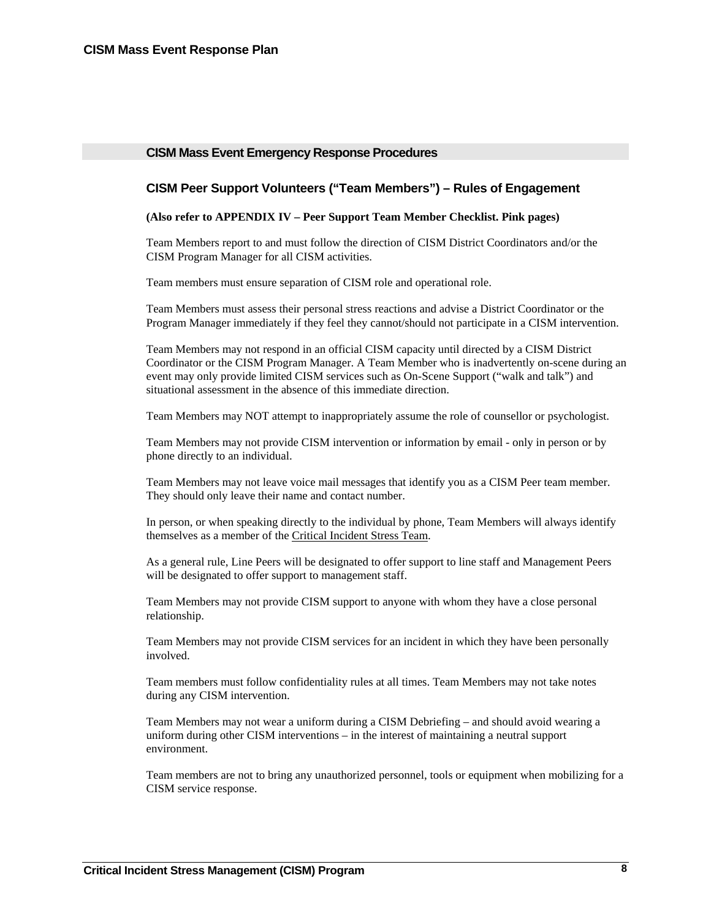## CISM Mass Event Emergency Response Procedures

### CISM Peer Support Volunteers ("Team Members") – Rules of Engagement

**(Also refer to APPENDIX IV – Peer Support Team Member Checklist. Pink pages)**

Team Members report to and must follow the direction of CISM District Coordinators and/or the CISM Program Manager for all CISM activities.

Team members must ensure separation of CISM role and operational role.

Team Members must assess their personal stress reactions and advise a District Coordinator or the Program Manager immediately if they feel they cannot/should not participate in a CISM intervention.

Team Members may not respond in an official CISM capacity until directed by a CISM District Coordinator or the CISM Program Manager. A Team Member who is inadvertently on-scene during an event may only provide limited CISM services such as On-Scene Support ("walk and talk") and situational assessment in the absence of this immediate direction.

Team Members may NOT attempt to inappropriately assume the role of counsellor or psychologist.

Team Members may not provide CISM intervention or information by email - only in person or by phone directly to an individual.

Team Members may not leave voice mail messages that identify you as a CISM Peer team member. They should only leave their name and contact number.

In person, or when speaking directly to the individual by phone, Team Members will always identify themselves as a member of the Critical Incident Stress Team.

As a general rule, Line Peers will be designated to offer support to line staff and Management Peers will be designated to offer support to management staff.

Team Members may not provide CISM support to anyone with whom they have a close personal relationship.

Team Members may not provide CISM services for an incident in which they have been personally involved.

Team members must follow confidentiality rules at all times. Team Members may not take notes during any CISM intervention.

Team Members may not wear a uniform during a CISM Debriefing – and should avoid wearing a uniform during other CISM interventions – in the interest of maintaining a neutral support environment.

Team members are not to bring any unauthorized personnel, tools or equipment when mobilizing for a CISM service response.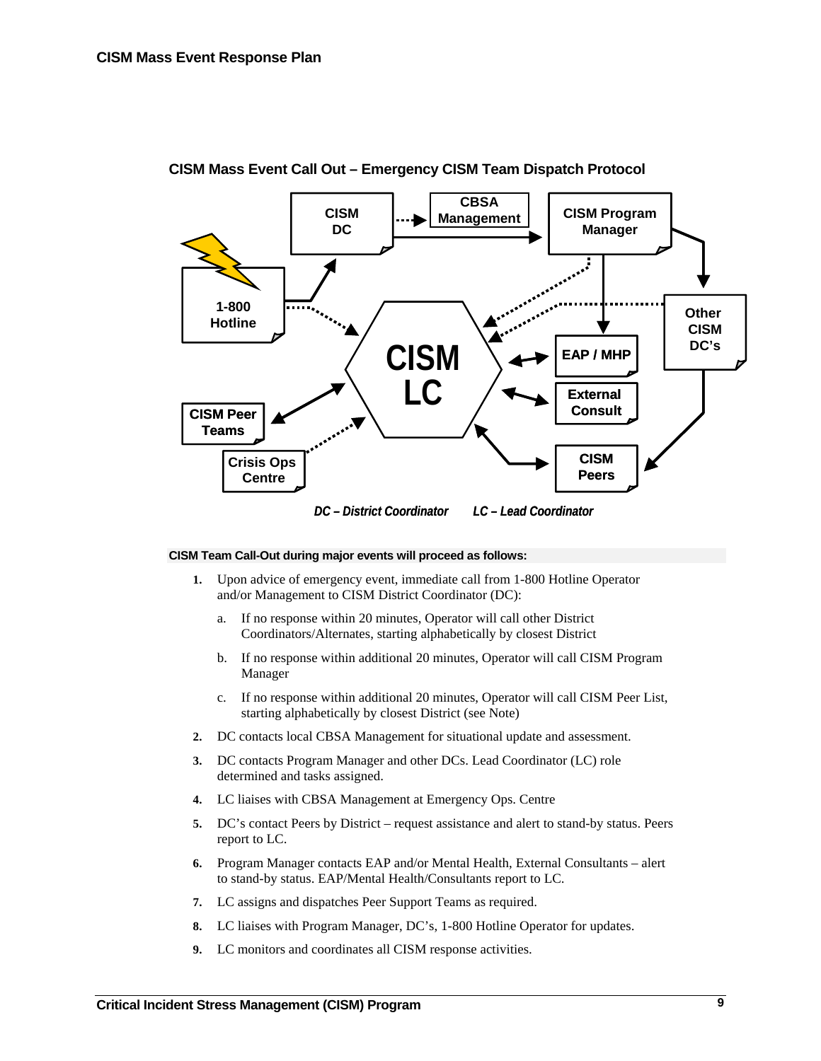## CISM Mass Event Call Out – Emergency CISM Team Dispatch Protocol

*DC – District Coordinator LC – Lead Coordinator*

**CISM Team Call-Out during major events will proceed as follows:**

1. Upon advice of emergency event, immediate call from 1-800 Hotline Operator and/or Management to CISM District Coordinator (DC):
   a. If no response within 20 minutes, Operator will call other District Coordinators/Alternates, starting alphabetically by closest District
   b. If no response within additional 20 minutes, Operator will call CISM Program Manager
   c. If no response within additional 20 minutes, Operator will call CISM Peer List, starting alphabetically by closest District (see Note)
2. DC contacts local CBSA Management for situational update and assessment.
3. DC contacts Program Manager and other DCs. Lead Coordinator (LC) role determined and tasks assigned.
4. LC liaises with CBSA Management at Emergency Ops. Centre
5. DC's contact Peers by District – request assistance and alert to stand-by status. Peers report to LC.
6. Program Manager contacts EAP and/or Mental Health, External Consultants – alert to stand-by status. EAP/Mental Health/Consultants report to LC.
7. LC assigns and dispatches Peer Support Teams as required.
8. LC liaises with Program Manager, DC's, 1-800 Hotline Operator for updates.
9. LC monitors and coordinates all CISM response activities.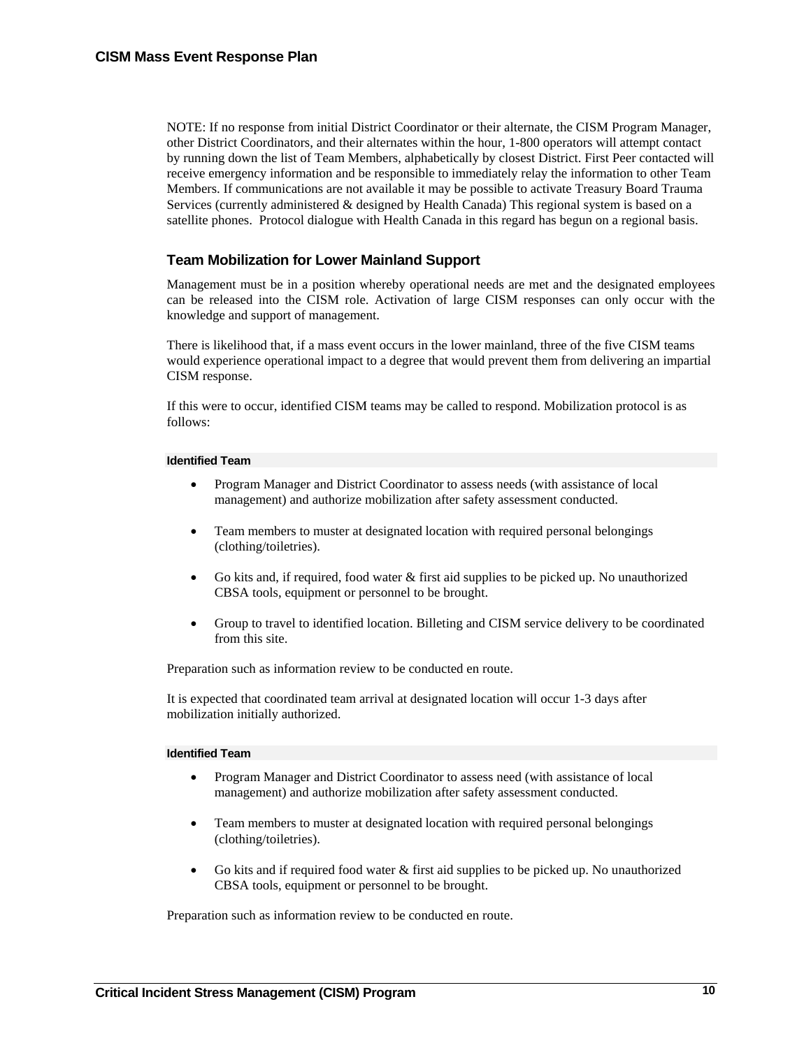NOTE: If no response from initial District Coordinator or their alternate, the CISM Program Manager, other District Coordinators, and their alternates within the hour, 1-800 operators will attempt contact by running down the list of Team Members, alphabetically by closest District. First Peer contacted will receive emergency information and be responsible to immediately relay the information to other Team Members. If communications are not available it may be possible to activate Treasury Board Trauma Services (currently administered & designed by Health Canada) This regional system is based on a satellite phones.  Protocol dialogue with Health Canada in this regard has begun on a regional basis.

## Team Mobilization for Lower Mainland Support

Management must be in a position whereby operational needs are met and the designated employees can be released into the CISM role. Activation of large CISM responses can only occur with the knowledge and support of management.

There is likelihood that, if a mass event occurs in the lower mainland, three of the five CISM teams would experience operational impact to a degree that would prevent them from delivering an impartial CISM response.

If this were to occur, identified CISM teams may be called to respond. Mobilization protocol is as follows:

#### Identified Team

- Program Manager and District Coordinator to assess needs (with assistance of local management) and authorize mobilization after safety assessment conducted.
- Team members to muster at designated location with required personal belongings (clothing/toiletries).
- Go kits and, if required, food water & first aid supplies to be picked up. No unauthorized CBSA tools, equipment or personnel to be brought.
- Group to travel to identified location. Billeting and CISM service delivery to be coordinated from this site.

Preparation such as information review to be conducted en route.

It is expected that coordinated team arrival at designated location will occur 1-3 days after mobilization initially authorized.

#### Identified Team

- Program Manager and District Coordinator to assess need (with assistance of local management) and authorize mobilization after safety assessment conducted.
- Team members to muster at designated location with required personal belongings (clothing/toiletries).
- Go kits and if required food water & first aid supplies to be picked up. No unauthorized CBSA tools, equipment or personnel to be brought.

Preparation such as information review to be conducted en route.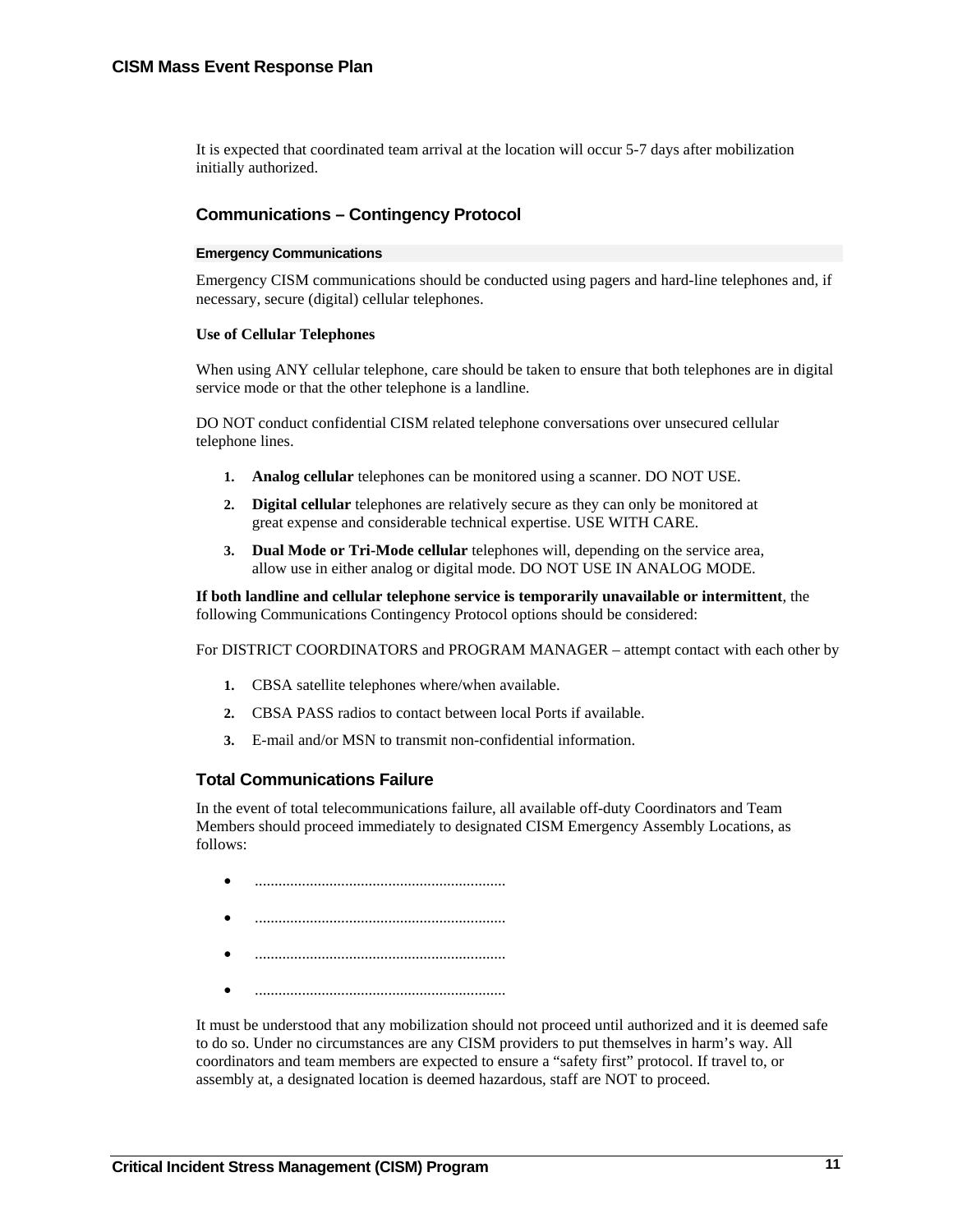It is expected that coordinated team arrival at the location will occur 5-7 days after mobilization initially authorized.

## Communications – Contingency Protocol

### Emergency Communications

Emergency CISM communications should be conducted using pagers and hard-line telephones and, if necessary, secure (digital) cellular telephones.

**Use of Cellular Telephones**

When using ANY cellular telephone, care should be taken to ensure that both telephones are in digital service mode or that the other telephone is a landline.

DO NOT conduct confidential CISM related telephone conversations over unsecured cellular telephone lines.

1. **Analog cellular** telephones can be monitored using a scanner. DO NOT USE.
2. **Digital cellular** telephones are relatively secure as they can only be monitored at great expense and considerable technical expertise. USE WITH CARE.
3. **Dual Mode or Tri-Mode cellular** telephones will, depending on the service area, allow use in either analog or digital mode. DO NOT USE IN ANALOG MODE.

**If both landline and cellular telephone service is temporarily unavailable or intermittent**, the following Communications Contingency Protocol options should be considered:

For DISTRICT COORDINATORS and PROGRAM MANAGER – attempt contact with each other by

1. CBSA satellite telephones where/when available.
2. CBSA PASS radios to contact between local Ports if available.
3. E-mail and/or MSN to transmit non-confidential information.

## Total Communications Failure

In the event of total telecommunications failure, all available off-duty Coordinators and Team Members should proceed immediately to designated CISM Emergency Assembly Locations, as follows:

- ................................................................
- ................................................................
- ................................................................
- ................................................................

It must be understood that any mobilization should not proceed until authorized and it is deemed safe to do so. Under no circumstances are any CISM providers to put themselves in harm's way. All coordinators and team members are expected to ensure a "safety first" protocol. If travel to, or assembly at, a designated location is deemed hazardous, staff are NOT to proceed.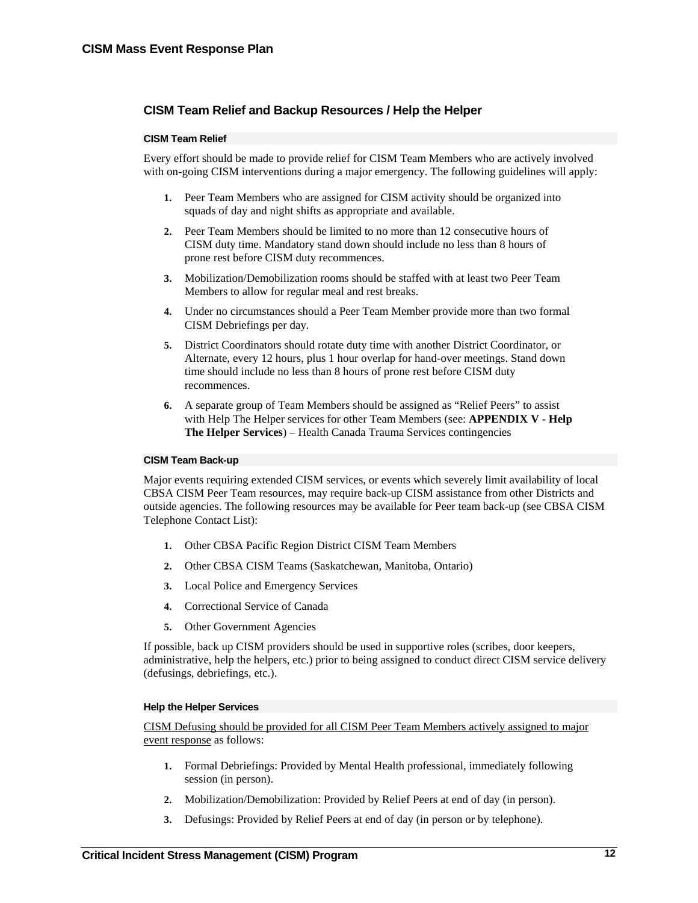## CISM Team Relief and Backup Resources / Help the Helper

### CISM Team Relief

Every effort should be made to provide relief for CISM Team Members who are actively involved with on-going CISM interventions during a major emergency. The following guidelines will apply:

1. Peer Team Members who are assigned for CISM activity should be organized into squads of day and night shifts as appropriate and available.
2. Peer Team Members should be limited to no more than 12 consecutive hours of CISM duty time. Mandatory stand down should include no less than 8 hours of prone rest before CISM duty recommences.
3. Mobilization/Demobilization rooms should be staffed with at least two Peer Team Members to allow for regular meal and rest breaks.
4. Under no circumstances should a Peer Team Member provide more than two formal CISM Debriefings per day.
5. District Coordinators should rotate duty time with another District Coordinator, or Alternate, every 12 hours, plus 1 hour overlap for hand-over meetings. Stand down time should include no less than 8 hours of prone rest before CISM duty recommences.
6. A separate group of Team Members should be assigned as "Relief Peers" to assist with Help The Helper services for other Team Members (see: **APPENDIX V - Help The Helper Services**) – Health Canada Trauma Services contingencies

### CISM Team Back-up

Major events requiring extended CISM services, or events which severely limit availability of local CBSA CISM Peer Team resources, may require back-up CISM assistance from other Districts and outside agencies. The following resources may be available for Peer team back-up (see CBSA CISM Telephone Contact List):

1. Other CBSA Pacific Region District CISM Team Members
2. Other CBSA CISM Teams (Saskatchewan, Manitoba, Ontario)
3. Local Police and Emergency Services
4. Correctional Service of Canada
5. Other Government Agencies

If possible, back up CISM providers should be used in supportive roles (scribes, door keepers, administrative, help the helpers, etc.) prior to being assigned to conduct direct CISM service delivery (defusings, debriefings, etc.).

### Help the Helper Services

<u>CISM Defusing should be provided for all CISM Peer Team Members actively assigned to major event response</u> as follows:

1. Formal Debriefings: Provided by Mental Health professional, immediately following session (in person).
2. Mobilization/Demobilization: Provided by Relief Peers at end of day (in person).
3. Defusings: Provided by Relief Peers at end of day (in person or by telephone).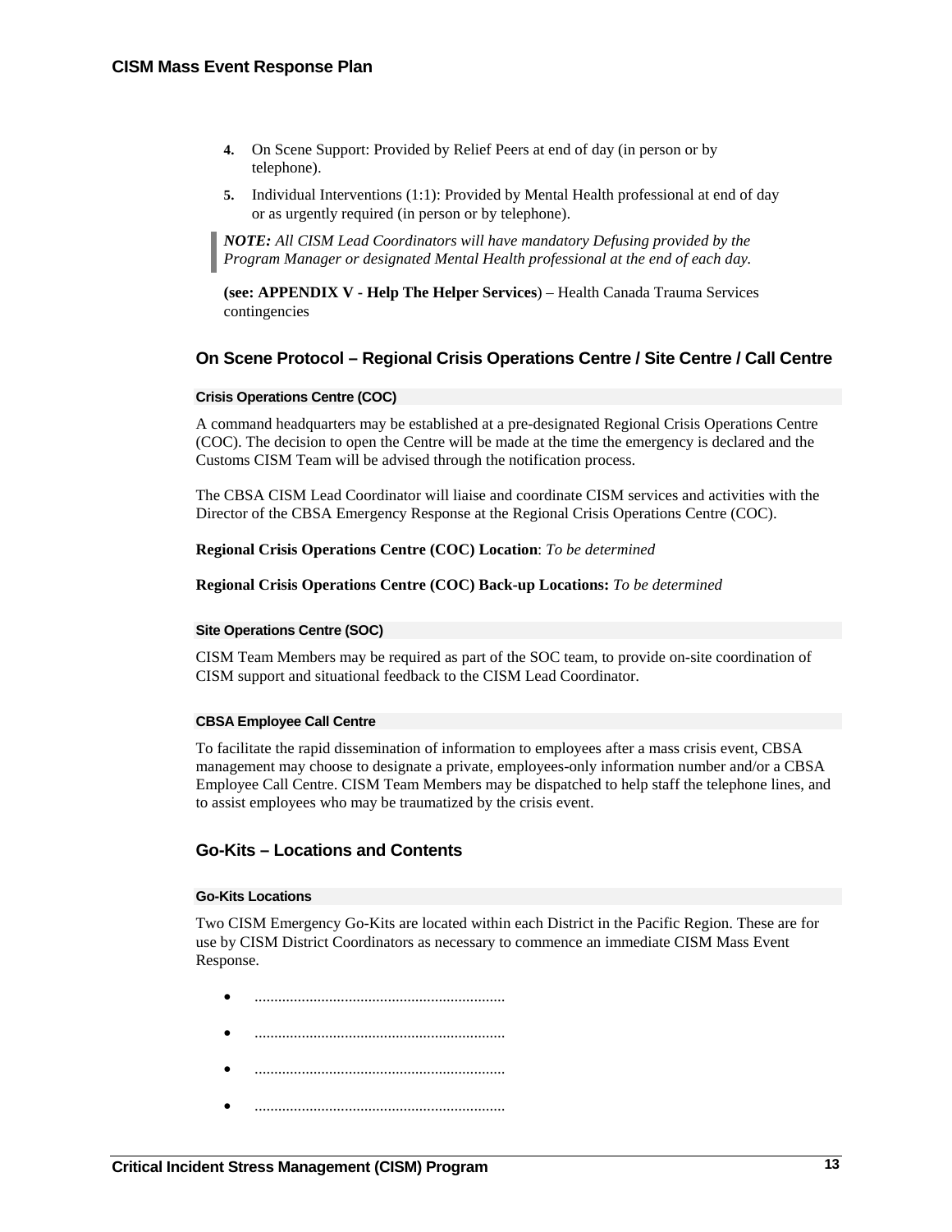4. On Scene Support: Provided by Relief Peers at end of day (in person or by telephone).

5. Individual Interventions (1:1): Provided by Mental Health professional at end of day or as urgently required (in person or by telephone).

> ***NOTE:*** *All CISM Lead Coordinators will have mandatory Defusing provided by the Program Manager or designated Mental Health professional at the end of each day.*

**(see: APPENDIX V - Help The Helper Services**) – Health Canada Trauma Services contingencies

## On Scene Protocol – Regional Crisis Operations Centre / Site Centre / Call Centre

#### Crisis Operations Centre (COC)

A command headquarters may be established at a pre-designated Regional Crisis Operations Centre (COC). The decision to open the Centre will be made at the time the emergency is declared and the Customs CISM Team will be advised through the notification process.

The CBSA CISM Lead Coordinator will liaise and coordinate CISM services and activities with the Director of the CBSA Emergency Response at the Regional Crisis Operations Centre (COC).

**Regional Crisis Operations Centre (COC) Location**: *To be determined*

**Regional Crisis Operations Centre (COC) Back-up Locations:** *To be determined*

#### Site Operations Centre (SOC)

CISM Team Members may be required as part of the SOC team, to provide on-site coordination of CISM support and situational feedback to the CISM Lead Coordinator.

#### CBSA Employee Call Centre

To facilitate the rapid dissemination of information to employees after a mass crisis event, CBSA management may choose to designate a private, employees-only information number and/or a CBSA Employee Call Centre. CISM Team Members may be dispatched to help staff the telephone lines, and to assist employees who may be traumatized by the crisis event.

## Go-Kits – Locations and Contents

#### Go-Kits Locations

Two CISM Emergency Go-Kits are located within each District in the Pacific Region. These are for use by CISM District Coordinators as necessary to commence an immediate CISM Mass Event Response.

- ...............................................................
- ...............................................................
- ...............................................................
- ...............................................................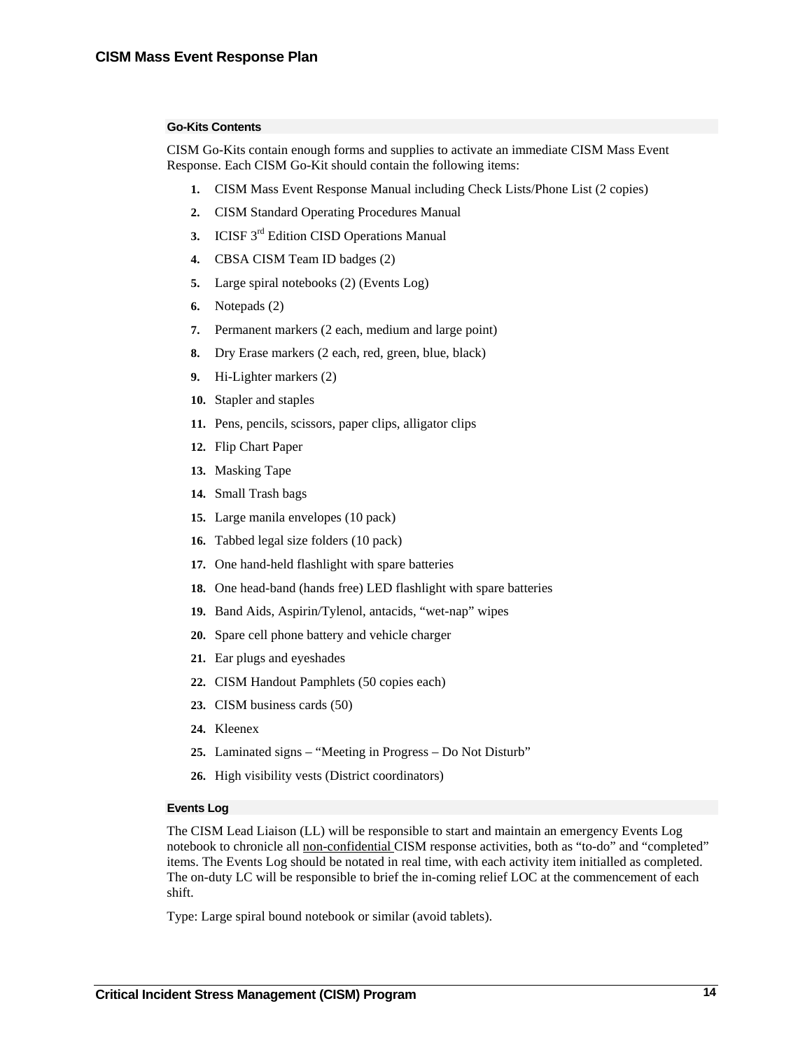#### Go-Kits Contents

CISM Go-Kits contain enough forms and supplies to activate an immediate CISM Mass Event Response. Each CISM Go-Kit should contain the following items:

1. CISM Mass Event Response Manual including Check Lists/Phone List (2 copies)
2. CISM Standard Operating Procedures Manual
3. ICISF 3rd Edition CISD Operations Manual
4. CBSA CISM Team ID badges (2)
5. Large spiral notebooks (2) (Events Log)
6. Notepads (2)
7. Permanent markers (2 each, medium and large point)
8. Dry Erase markers (2 each, red, green, blue, black)
9. Hi-Lighter markers (2)
10. Stapler and staples
11. Pens, pencils, scissors, paper clips, alligator clips
12. Flip Chart Paper
13. Masking Tape
14. Small Trash bags
15. Large manila envelopes (10 pack)
16. Tabbed legal size folders (10 pack)
17. One hand-held flashlight with spare batteries
18. One head-band (hands free) LED flashlight with spare batteries
19. Band Aids, Aspirin/Tylenol, antacids, "wet-nap" wipes
20. Spare cell phone battery and vehicle charger
21. Ear plugs and eyeshades
22. CISM Handout Pamphlets (50 copies each)
23. CISM business cards (50)
24. Kleenex
25. Laminated signs – "Meeting in Progress – Do Not Disturb"
26. High visibility vests (District coordinators)

#### Events Log

The CISM Lead Liaison (LL) will be responsible to start and maintain an emergency Events Log notebook to chronicle all non-confidential CISM response activities, both as "to-do" and "completed" items. The Events Log should be notated in real time, with each activity item initialled as completed. The on-duty LC will be responsible to brief the in-coming relief LOC at the commencement of each shift.

Type: Large spiral bound notebook or similar (avoid tablets).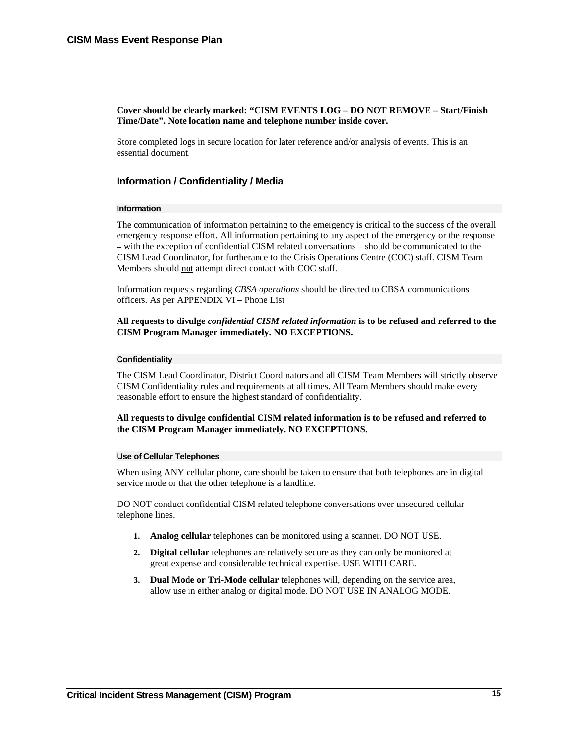**Cover should be clearly marked: "CISM EVENTS LOG – DO NOT REMOVE – Start/Finish Time/Date". Note location name and telephone number inside cover.**

Store completed logs in secure location for later reference and/or analysis of events. This is an essential document.

## Information / Confidentiality / Media

### Information

The communication of information pertaining to the emergency is critical to the success of the overall emergency response effort. All information pertaining to any aspect of the emergency or the response – <u>with the exception of confidential CISM related conversations</u> – should be communicated to the CISM Lead Coordinator, for furtherance to the Crisis Operations Centre (COC) staff. CISM Team Members should <u>not</u> attempt direct contact with COC staff.

Information requests regarding *CBSA operations* should be directed to CBSA communications officers. As per APPENDIX VI – Phone List

**All requests to divulge *confidential CISM related information* is to be refused and referred to the CISM Program Manager immediately. NO EXCEPTIONS.**

### Confidentiality

The CISM Lead Coordinator, District Coordinators and all CISM Team Members will strictly observe CISM Confidentiality rules and requirements at all times. All Team Members should make every reasonable effort to ensure the highest standard of confidentiality.

**All requests to divulge confidential CISM related information is to be refused and referred to the CISM Program Manager immediately. NO EXCEPTIONS.**

### Use of Cellular Telephones

When using ANY cellular phone, care should be taken to ensure that both telephones are in digital service mode or that the other telephone is a landline.

DO NOT conduct confidential CISM related telephone conversations over unsecured cellular telephone lines.

1. **Analog cellular** telephones can be monitored using a scanner. DO NOT USE.
2. **Digital cellular** telephones are relatively secure as they can only be monitored at great expense and considerable technical expertise. USE WITH CARE.
3. **Dual Mode or Tri-Mode cellular** telephones will, depending on the service area, allow use in either analog or digital mode. DO NOT USE IN ANALOG MODE.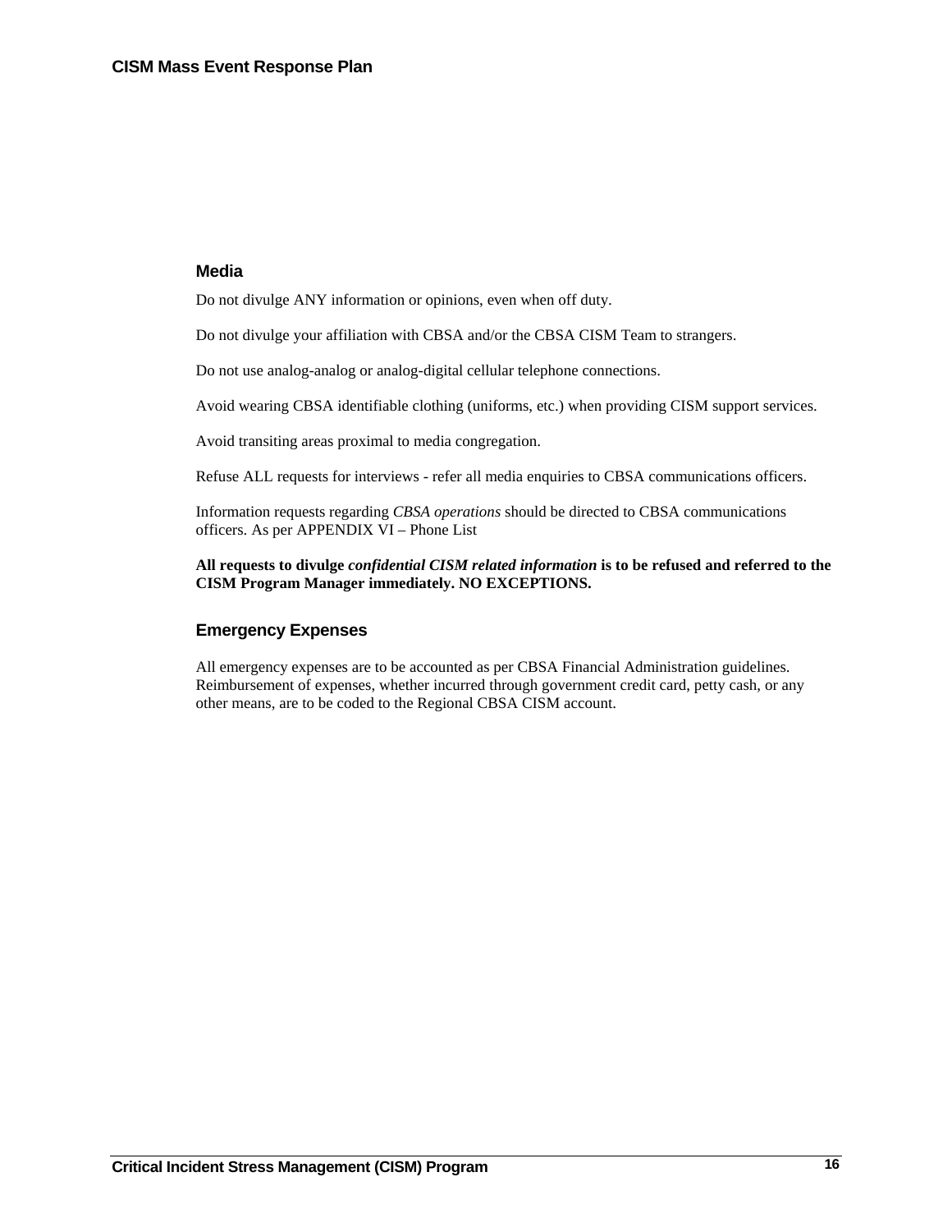## Media

Do not divulge ANY information or opinions, even when off duty.

Do not divulge your affiliation with CBSA and/or the CBSA CISM Team to strangers.

Do not use analog-analog or analog-digital cellular telephone connections.

Avoid wearing CBSA identifiable clothing (uniforms, etc.) when providing CISM support services.

Avoid transiting areas proximal to media congregation.

Refuse ALL requests for interviews - refer all media enquiries to CBSA communications officers.

Information requests regarding *CBSA operations* should be directed to CBSA communications officers. As per APPENDIX VI – Phone List

**All requests to divulge *confidential CISM related information* is to be refused and referred to the CISM Program Manager immediately. NO EXCEPTIONS.**

## Emergency Expenses

All emergency expenses are to be accounted as per CBSA Financial Administration guidelines. Reimbursement of expenses, whether incurred through government credit card, petty cash, or any other means, are to be coded to the Regional CBSA CISM account.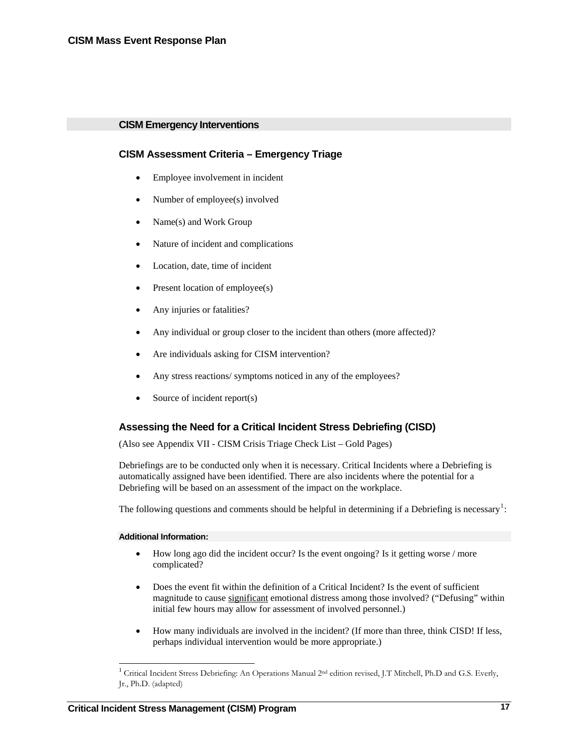## CISM Emergency Interventions

### CISM Assessment Criteria – Emergency Triage

- Employee involvement in incident
- Number of employee(s) involved
- Name(s) and Work Group
- Nature of incident and complications
- Location, date, time of incident
- Present location of employee(s)
- Any injuries or fatalities?
- Any individual or group closer to the incident than others (more affected)?
- Are individuals asking for CISM intervention?
- Any stress reactions/ symptoms noticed in any of the employees?
- Source of incident report(s)

### Assessing the Need for a Critical Incident Stress Debriefing (CISD)

(Also see Appendix VII - CISM Crisis Triage Check List – Gold Pages)

Debriefings are to be conducted only when it is necessary. Critical Incidents where a Debriefing is automatically assigned have been identified. There are also incidents where the potential for a Debriefing will be based on an assessment of the impact on the workplace.

The following questions and comments should be helpful in determining if a Debriefing is necessary[1]:

#### Additional Information:

- How long ago did the incident occur? Is the event ongoing? Is it getting worse / more complicated?
- Does the event fit within the definition of a Critical Incident? Is the event of sufficient magnitude to cause <u>significant</u> emotional distress among those involved? ("Defusing" within initial few hours may allow for assessment of involved personnel.)
- How many individuals are involved in the incident? (If more than three, think CISD! If less, perhaps individual intervention would be more appropriate.)

[1] Critical Incident Stress Debriefing: An Operations Manual 2nd edition revised, J.T Mitchell, Ph.D and G.S. Everly, Jr., Ph.D. (adapted)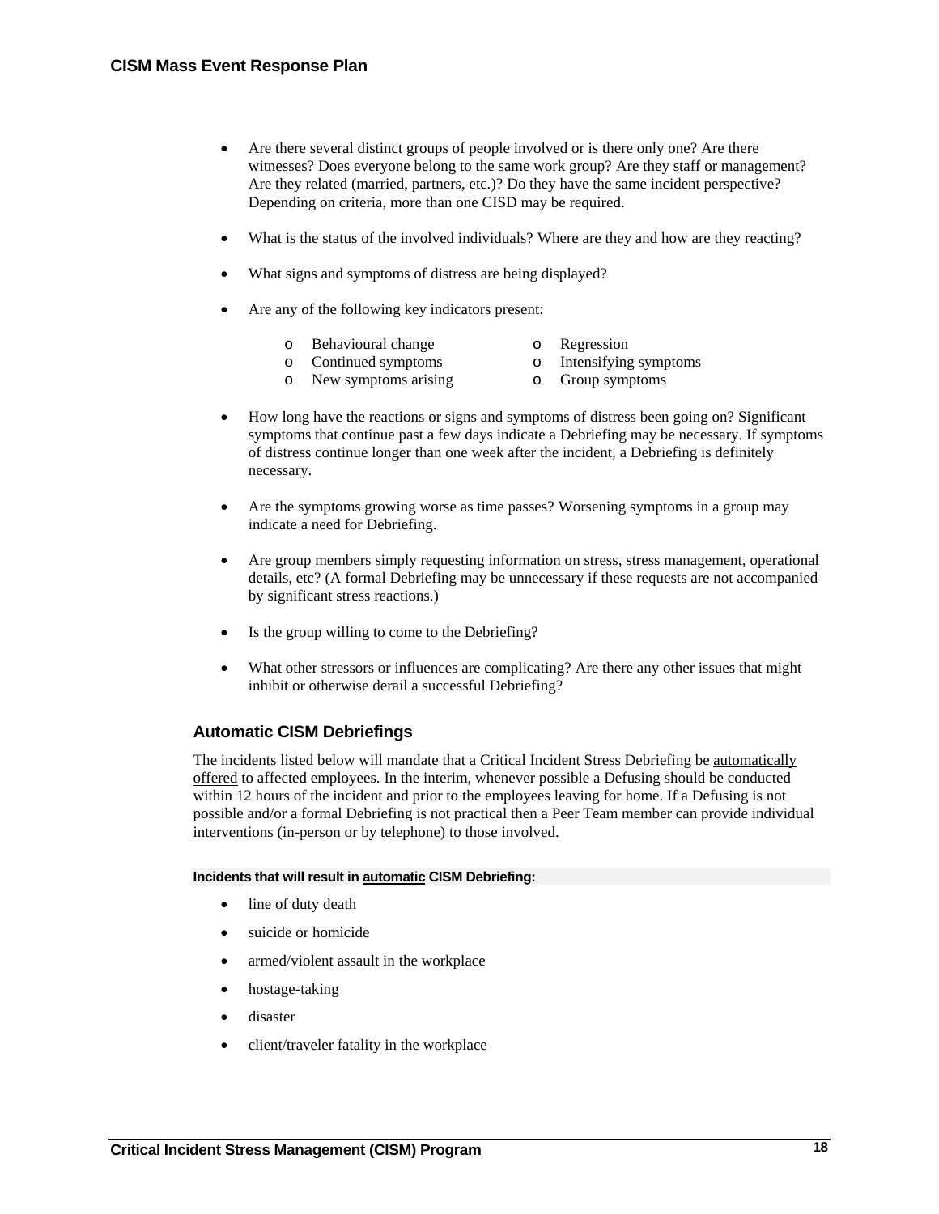- Are there several distinct groups of people involved or is there only one? Are there witnesses? Does everyone belong to the same work group? Are they staff or management? Are they related (married, partners, etc.)? Do they have the same incident perspective? Depending on criteria, more than one CISD may be required.

- What is the status of the involved individuals? Where are they and how are they reacting?

- What signs and symptoms of distress are being displayed?

- Are any of the following key indicators present:

  - Behavioural change
  - Continued symptoms
  - New symptoms arising
  - Regression
  - Intensifying symptoms
  - Group symptoms

- How long have the reactions or signs and symptoms of distress been going on? Significant symptoms that continue past a few days indicate a Debriefing may be necessary. If symptoms of distress continue longer than one week after the incident, a Debriefing is definitely necessary.

- Are the symptoms growing worse as time passes? Worsening symptoms in a group may indicate a need for Debriefing.

- Are group members simply requesting information on stress, stress management, operational details, etc? (A formal Debriefing may be unnecessary if these requests are not accompanied by significant stress reactions.)

- Is the group willing to come to the Debriefing?

- What other stressors or influences are complicating? Are there any other issues that might inhibit or otherwise derail a successful Debriefing?

### Automatic CISM Debriefings

The incidents listed below will mandate that a Critical Incident Stress Debriefing be automatically offered to affected employees. In the interim, whenever possible a Defusing should be conducted within 12 hours of the incident and prior to the employees leaving for home. If a Defusing is not possible and/or a formal Debriefing is not practical then a Peer Team member can provide individual interventions (in-person or by telephone) to those involved.

**Incidents that will result in automatic CISM Debriefing:**

- line of duty death
- suicide or homicide
- armed/violent assault in the workplace
- hostage-taking
- disaster
- client/traveler fatality in the workplace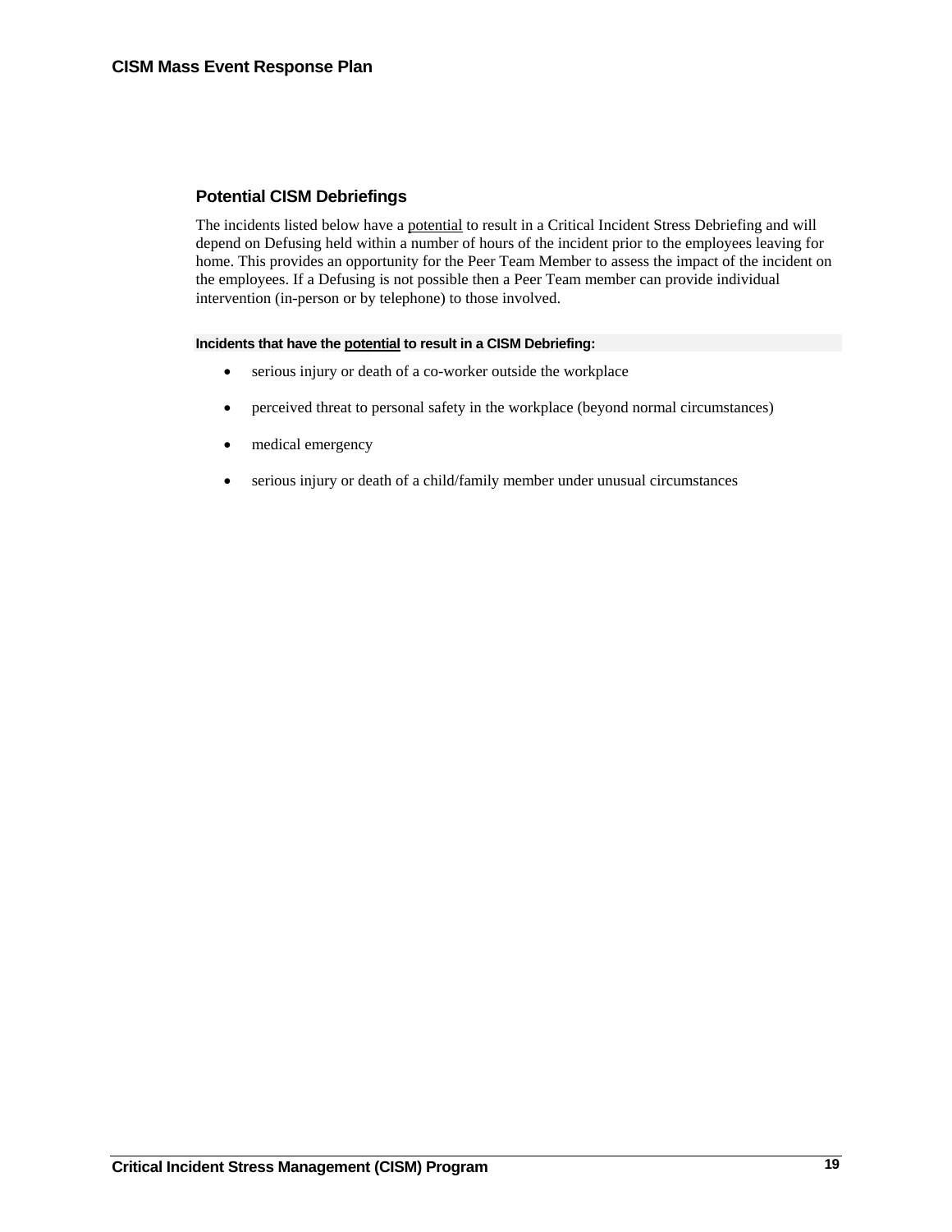## Potential CISM Debriefings

The incidents listed below have a potential to result in a Critical Incident Stress Debriefing and will depend on Defusing held within a number of hours of the incident prior to the employees leaving for home. This provides an opportunity for the Peer Team Member to assess the impact of the incident on the employees. If a Defusing is not possible then a Peer Team member can provide individual intervention (in-person or by telephone) to those involved.

**Incidents that have the potential to result in a CISM Debriefing:**

- serious injury or death of a co-worker outside the workplace
- perceived threat to personal safety in the workplace (beyond normal circumstances)
- medical emergency
- serious injury or death of a child/family member under unusual circumstances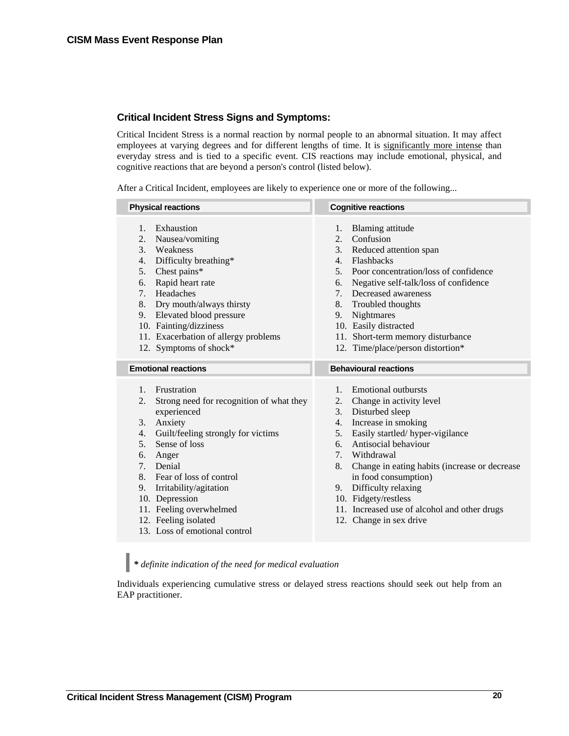## Critical Incident Stress Signs and Symptoms:

Critical Incident Stress is a normal reaction by normal people to an abnormal situation. It may affect employees at varying degrees and for different lengths of time. It is significantly more intense than everyday stress and is tied to a specific event. CIS reactions may include emotional, physical, and cognitive reactions that are beyond a person's control (listed below).

After a Critical Incident, employees are likely to experience one or more of the following...

**Physical reactions**

1. Exhaustion
2. Nausea/vomiting
3. Weakness
4. Difficulty breathing*
5. Chest pains*
6. Rapid heart rate
7. Headaches
8. Dry mouth/always thirsty
9. Elevated blood pressure
10. Fainting/dizziness
11. Exacerbation of allergy problems
12. Symptoms of shock*

**Cognitive reactions**

1. Blaming attitude
2. Confusion
3. Reduced attention span
4. Flashbacks
5. Poor concentration/loss of confidence
6. Negative self-talk/loss of confidence
7. Decreased awareness
8. Troubled thoughts
9. Nightmares
10. Easily distracted
11. Short-term memory disturbance
12. Time/place/person distortion*

**Emotional reactions**

1. Frustration
2. Strong need for recognition of what they experienced
3. Anxiety
4. Guilt/feeling strongly for victims
5. Sense of loss
6. Anger
7. Denial
8. Fear of loss of control
9. Irritability/agitation
10. Depression
11. Feeling overwhelmed
12. Feeling isolated
13. Loss of emotional control

**Behavioural reactions**

1. Emotional outbursts
2. Change in activity level
3. Disturbed sleep
4. Increase in smoking
5. Easily startled/ hyper-vigilance
6. Antisocial behaviour
7. Withdrawal
8. Change in eating habits (increase or decrease in food consumption)
9. Difficulty relaxing
10. Fidgety/restless
11. Increased use of alcohol and other drugs
12. Change in sex drive

> *** *definite indication of the need for medical evaluation***

Individuals experiencing cumulative stress or delayed stress reactions should seek out help from an EAP practitioner.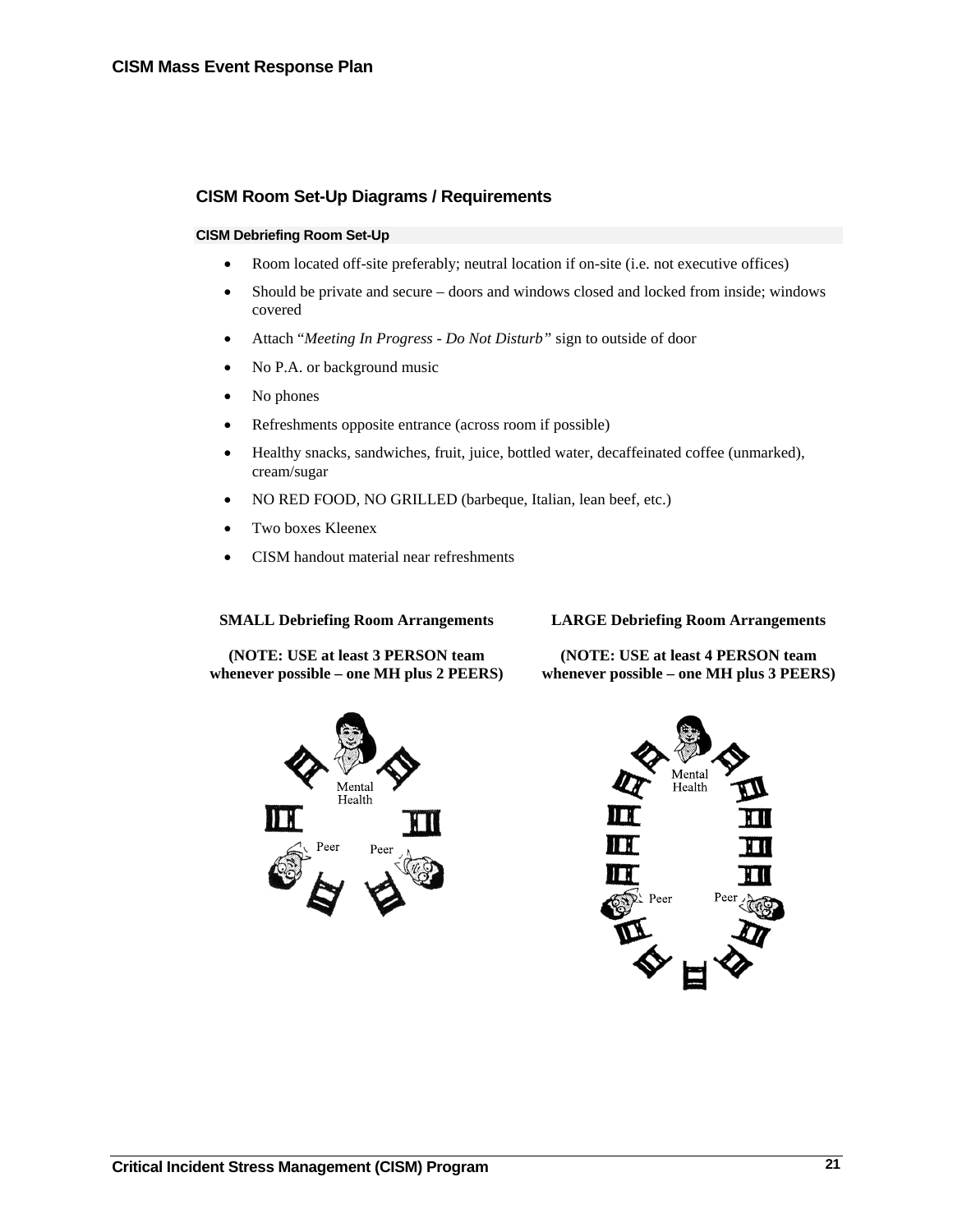## CISM Room Set-Up Diagrams / Requirements

### CISM Debriefing Room Set-Up

- Room located off-site preferably; neutral location if on-site (i.e. not executive offices)
- Should be private and secure – doors and windows closed and locked from inside; windows covered
- Attach "*Meeting In Progress - Do Not Disturb*" sign to outside of door
- No P.A. or background music
- No phones
- Refreshments opposite entrance (across room if possible)
- Healthy snacks, sandwiches, fruit, juice, bottled water, decaffeinated coffee (unmarked), cream/sugar
- NO RED FOOD, NO GRILLED (barbeque, Italian, lean beef, etc.)
- Two boxes Kleenex
- CISM handout material near refreshments

**SMALL Debriefing Room Arrangements**

**(NOTE: USE at least 3 PERSON team whenever possible – one MH plus 2 PEERS)**

Mental Health

Peer Peer

**LARGE Debriefing Room Arrangements**

**(NOTE: USE at least 4 PERSON team whenever possible – one MH plus 3 PEERS)**

Mental Health

Peer Peer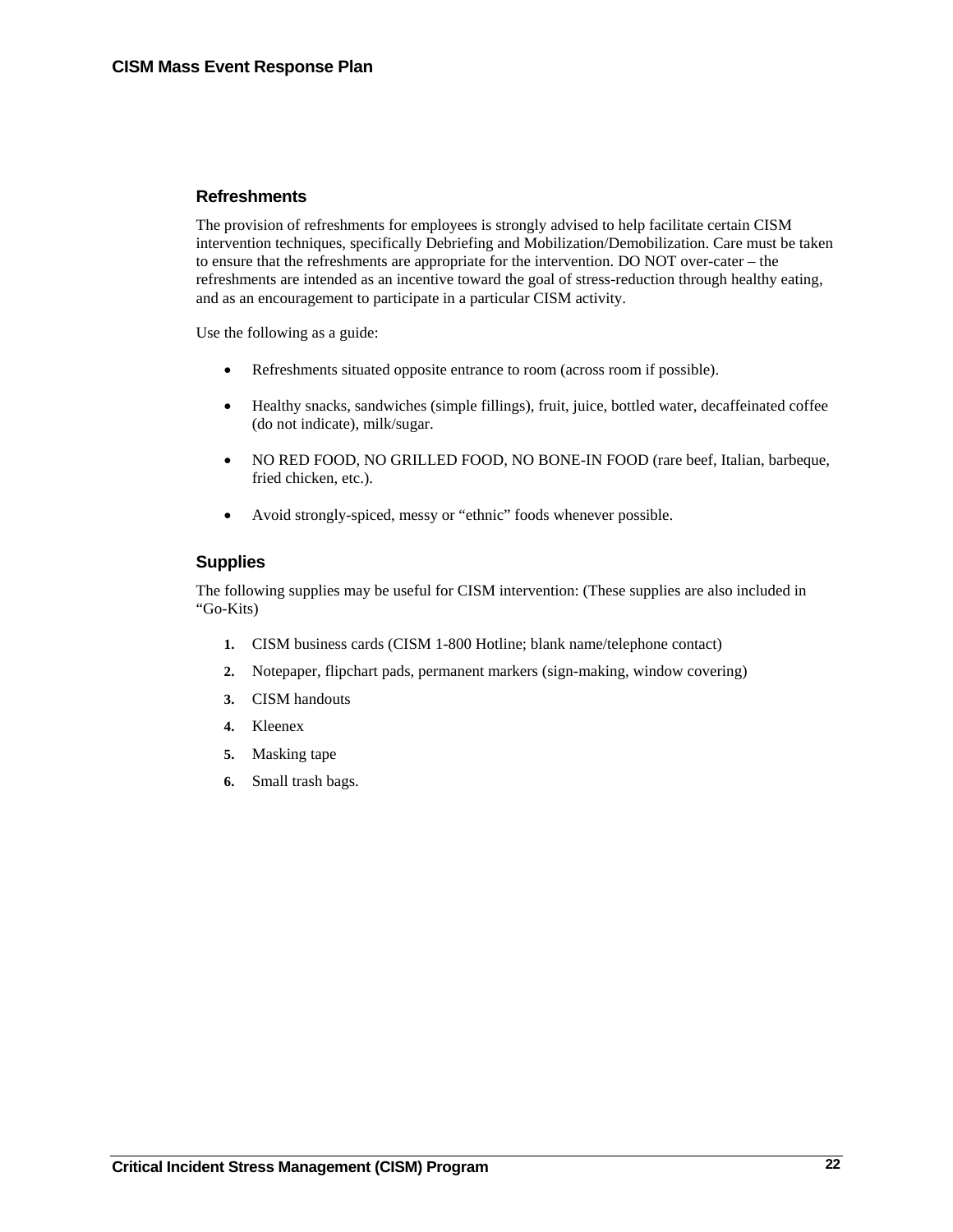## Refreshments

The provision of refreshments for employees is strongly advised to help facilitate certain CISM intervention techniques, specifically Debriefing and Mobilization/Demobilization. Care must be taken to ensure that the refreshments are appropriate for the intervention. DO NOT over-cater – the refreshments are intended as an incentive toward the goal of stress-reduction through healthy eating, and as an encouragement to participate in a particular CISM activity.

Use the following as a guide:

- Refreshments situated opposite entrance to room (across room if possible).
- Healthy snacks, sandwiches (simple fillings), fruit, juice, bottled water, decaffeinated coffee (do not indicate), milk/sugar.
- NO RED FOOD, NO GRILLED FOOD, NO BONE-IN FOOD (rare beef, Italian, barbeque, fried chicken, etc.).
- Avoid strongly-spiced, messy or "ethnic" foods whenever possible.

## Supplies

The following supplies may be useful for CISM intervention: (These supplies are also included in "Go-Kits)

1. CISM business cards (CISM 1-800 Hotline; blank name/telephone contact)
2. Notepaper, flipchart pads, permanent markers (sign-making, window covering)
3. CISM handouts
4. Kleenex
5. Masking tape
6. Small trash bags.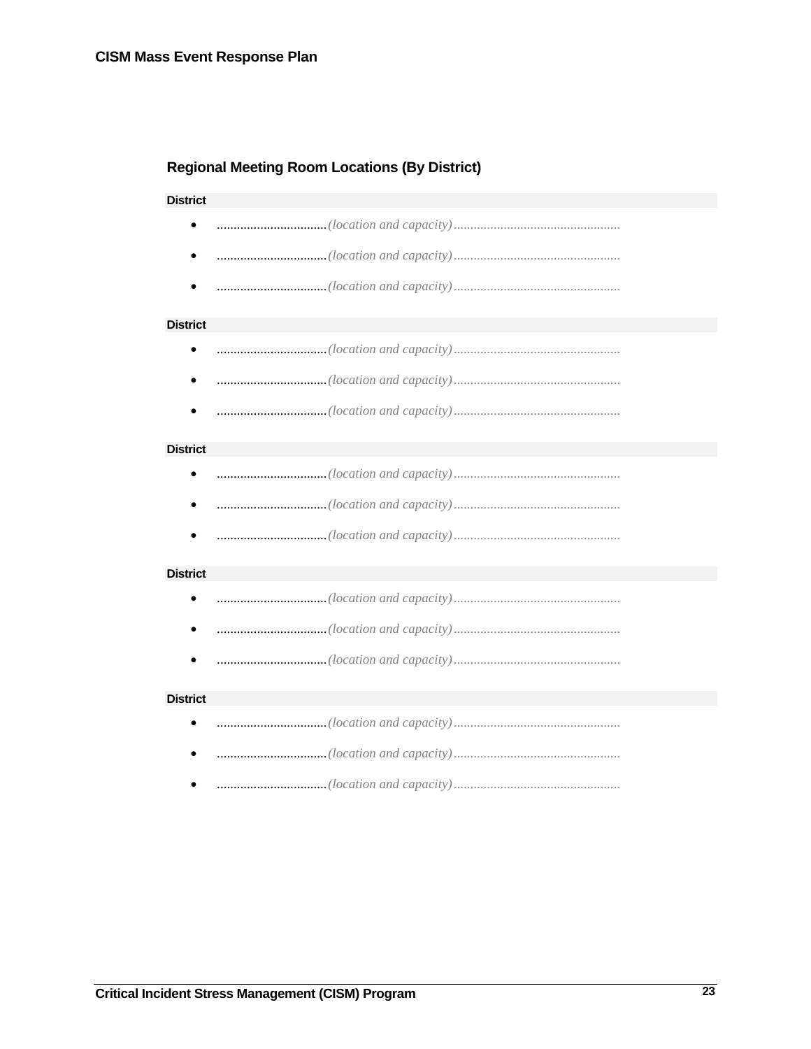## Regional Meeting Room Locations (By District)

**District**

- .................................*(location and capacity)*..................................................
- .................................*(location and capacity)*..................................................
- .................................*(location and capacity)*..................................................

**District**

- .................................*(location and capacity)*..................................................
- .................................*(location and capacity)*..................................................
- .................................*(location and capacity)*..................................................

**District**

- .................................*(location and capacity)*..................................................
- .................................*(location and capacity)*..................................................
- .................................*(location and capacity)*..................................................

**District**

- .................................*(location and capacity)*..................................................
- .................................*(location and capacity)*..................................................
- .................................*(location and capacity)*..................................................

**District**

- .................................*(location and capacity)*..................................................
- .................................*(location and capacity)*..................................................
- .................................*(location and capacity)*..................................................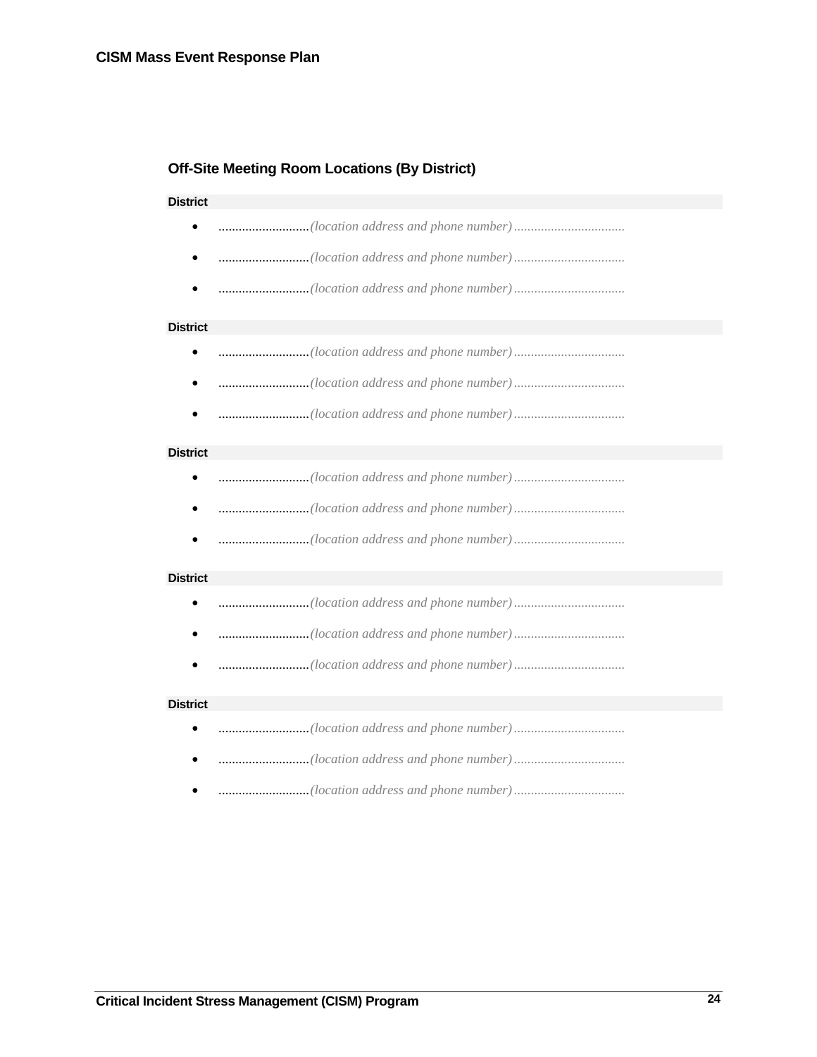## Off-Site Meeting Room Locations (By District)

**District**

- ...........................*(location address and phone number)*.................................
- ...........................*(location address and phone number)*.................................
- ...........................*(location address and phone number)*.................................

**District**

- ...........................*(location address and phone number)*.................................
- ...........................*(location address and phone number)*.................................
- ...........................*(location address and phone number)*.................................

**District**

- ...........................*(location address and phone number)*.................................
- ...........................*(location address and phone number)*.................................
- ...........................*(location address and phone number)*.................................

**District**

- ...........................*(location address and phone number)*.................................
- ...........................*(location address and phone number)*.................................
- ...........................*(location address and phone number)*.................................

**District**

- ...........................*(location address and phone number)*.................................
- ...........................*(location address and phone number)*.................................
- ...........................*(location address and phone number)*.................................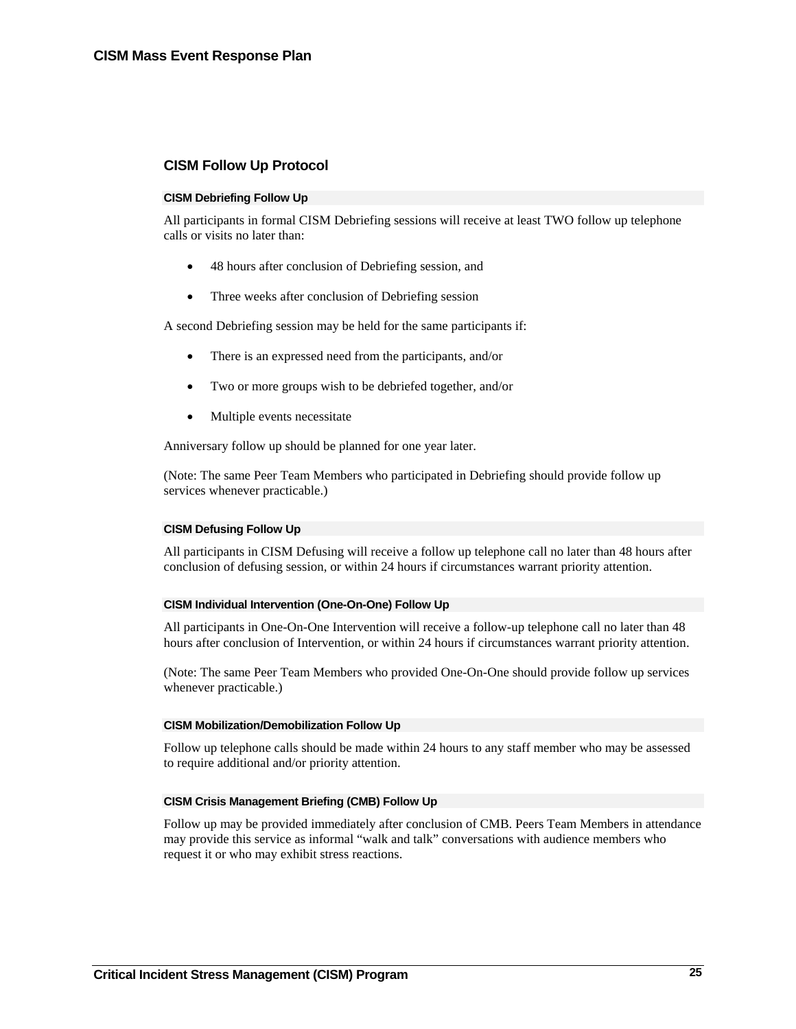## CISM Follow Up Protocol

### CISM Debriefing Follow Up

All participants in formal CISM Debriefing sessions will receive at least TWO follow up telephone calls or visits no later than:

- 48 hours after conclusion of Debriefing session, and
- Three weeks after conclusion of Debriefing session

A second Debriefing session may be held for the same participants if:

- There is an expressed need from the participants, and/or
- Two or more groups wish to be debriefed together, and/or
- Multiple events necessitate

Anniversary follow up should be planned for one year later.

(Note: The same Peer Team Members who participated in Debriefing should provide follow up services whenever practicable.)

### CISM Defusing Follow Up

All participants in CISM Defusing will receive a follow up telephone call no later than 48 hours after conclusion of defusing session, or within 24 hours if circumstances warrant priority attention.

### CISM Individual Intervention (One-On-One) Follow Up

All participants in One-On-One Intervention will receive a follow-up telephone call no later than 48 hours after conclusion of Intervention, or within 24 hours if circumstances warrant priority attention.

(Note: The same Peer Team Members who provided One-On-One should provide follow up services whenever practicable.)

### CISM Mobilization/Demobilization Follow Up

Follow up telephone calls should be made within 24 hours to any staff member who may be assessed to require additional and/or priority attention.

### CISM Crisis Management Briefing (CMB) Follow Up

Follow up may be provided immediately after conclusion of CMB. Peers Team Members in attendance may provide this service as informal "walk and talk" conversations with audience members who request it or who may exhibit stress reactions.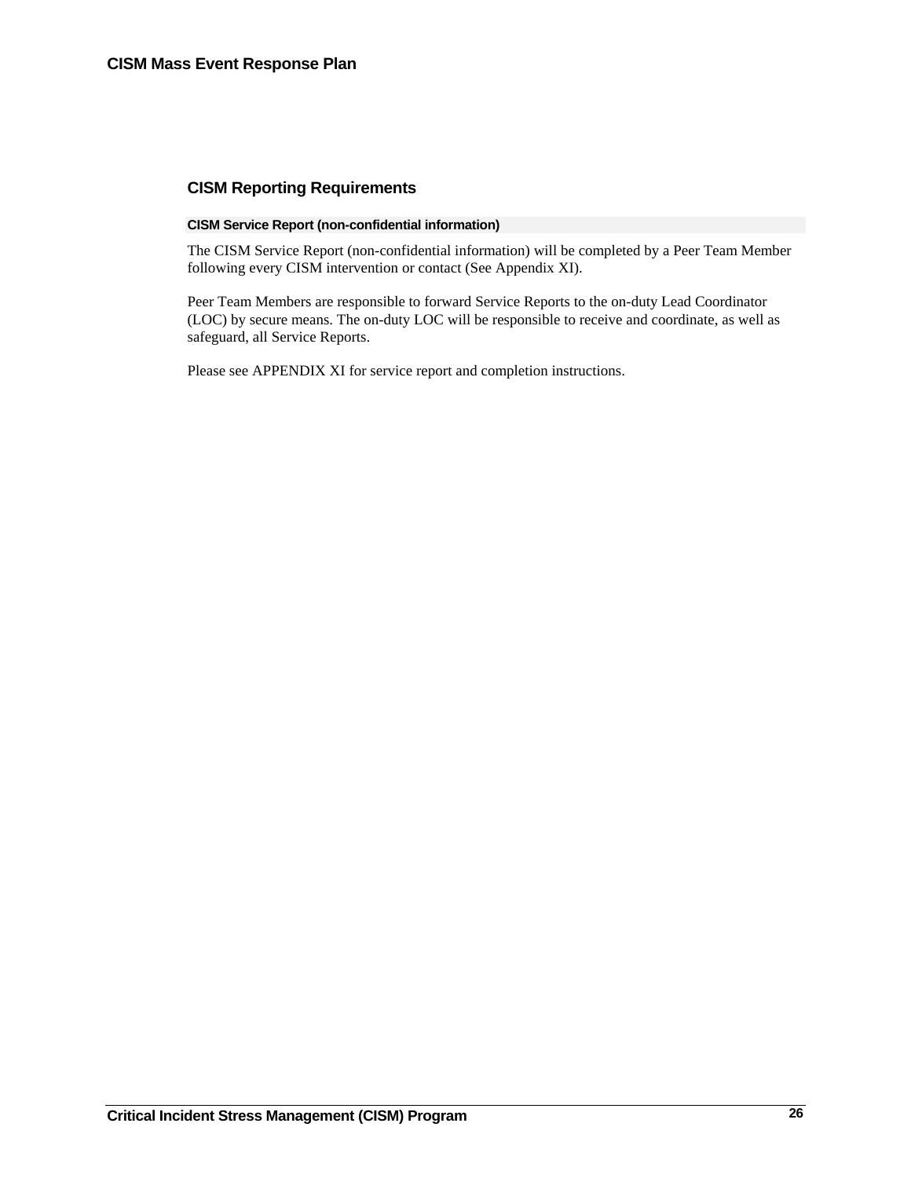## CISM Reporting Requirements

### CISM Service Report (non-confidential information)

The CISM Service Report (non-confidential information) will be completed by a Peer Team Member following every CISM intervention or contact (See Appendix XI).

Peer Team Members are responsible to forward Service Reports to the on-duty Lead Coordinator (LOC) by secure means. The on-duty LOC will be responsible to receive and coordinate, as well as safeguard, all Service Reports.

Please see APPENDIX XI for service report and completion instructions.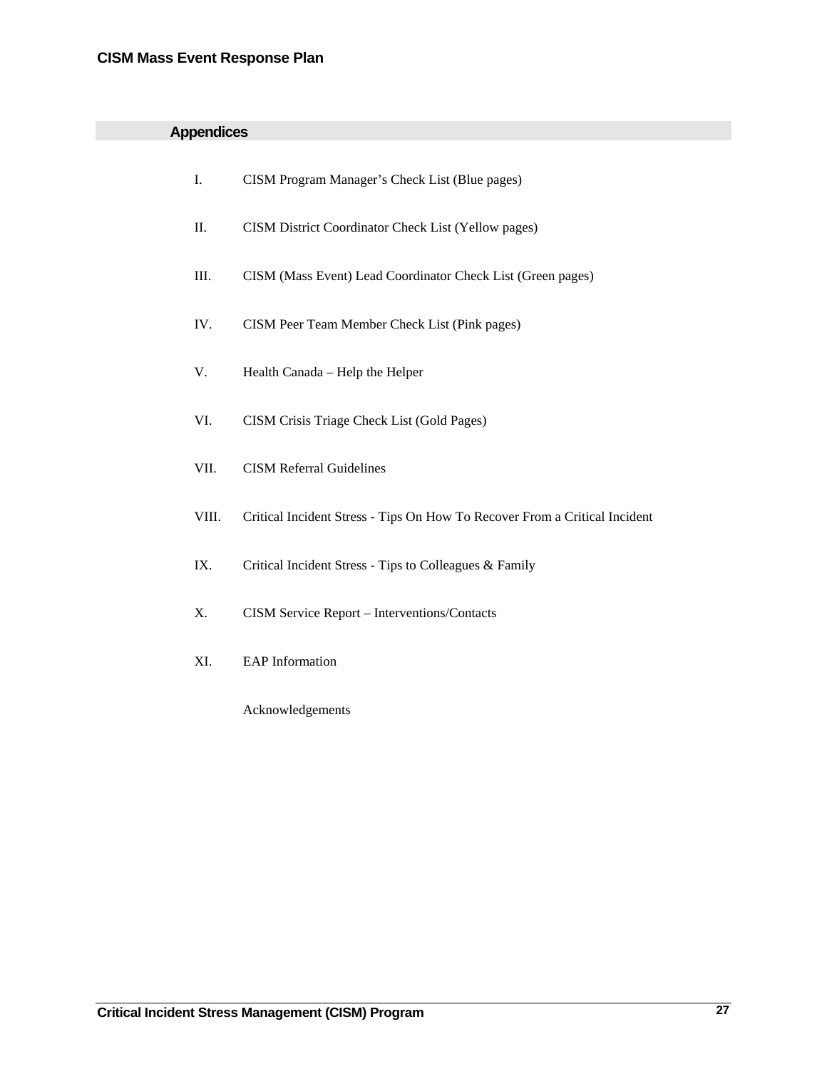## Appendices

I. CISM Program Manager's Check List (Blue pages)

II. CISM District Coordinator Check List (Yellow pages)

III. CISM (Mass Event) Lead Coordinator Check List (Green pages)

IV. CISM Peer Team Member Check List (Pink pages)

V. Health Canada – Help the Helper

VI. CISM Crisis Triage Check List (Gold Pages)

VII. CISM Referral Guidelines

VIII. Critical Incident Stress - Tips On How To Recover From a Critical Incident

IX. Critical Incident Stress - Tips to Colleagues & Family

X. CISM Service Report – Interventions/Contacts

XI. EAP Information

Acknowledgements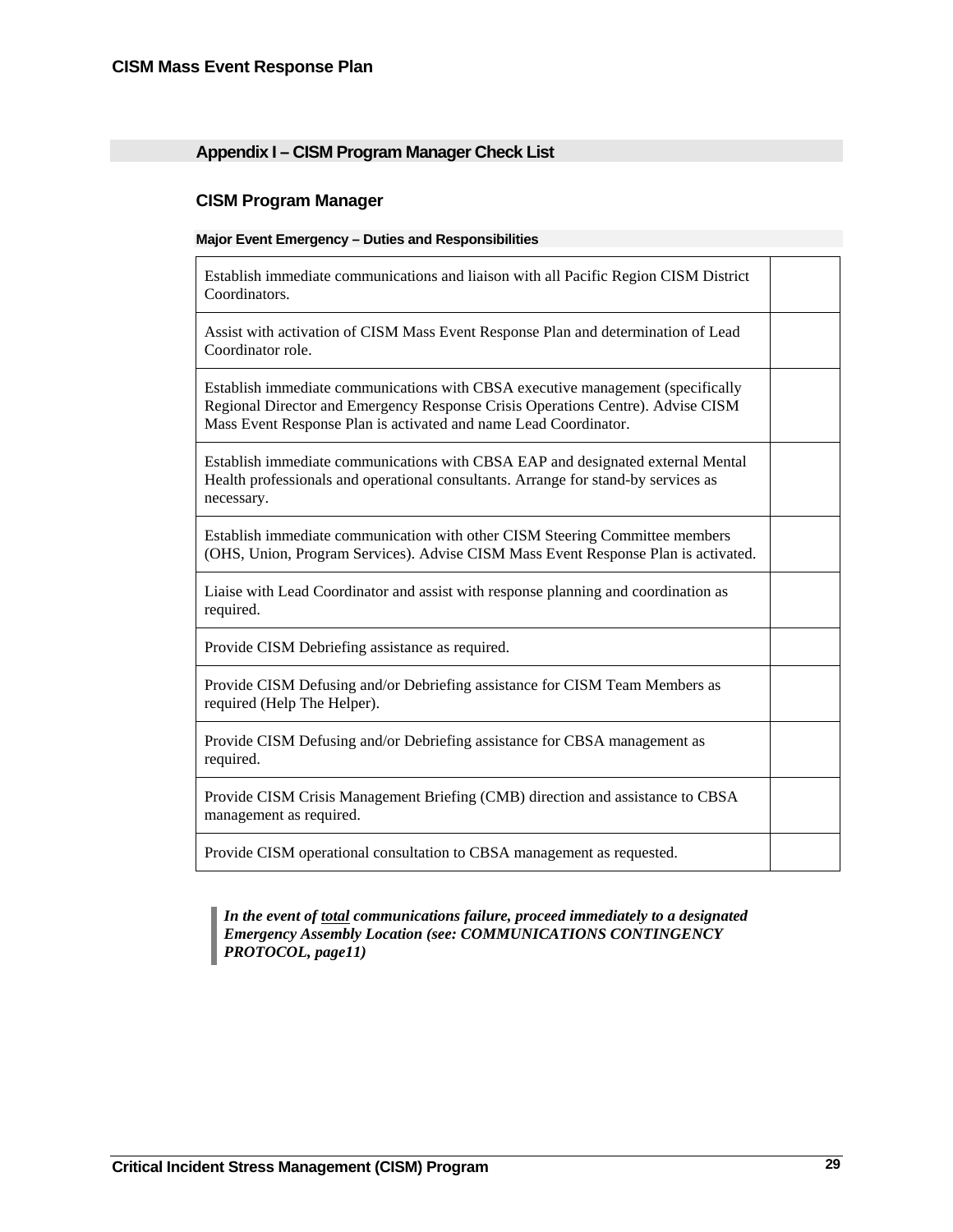## Appendix I – CISM Program Manager Check List

### CISM Program Manager

#### Major Event Emergency – Duties and Responsibilities

| | |
|---|---|
| Establish immediate communications and liaison with all Pacific Region CISM District Coordinators. | |
| Assist with activation of CISM Mass Event Response Plan and determination of Lead Coordinator role. | |
| Establish immediate communications with CBSA executive management (specifically Regional Director and Emergency Response Crisis Operations Centre). Advise CISM Mass Event Response Plan is activated and name Lead Coordinator. | |
| Establish immediate communications with CBSA EAP and designated external Mental Health professionals and operational consultants. Arrange for stand-by services as necessary. | |
| Establish immediate communication with other CISM Steering Committee members (OHS, Union, Program Services). Advise CISM Mass Event Response Plan is activated. | |
| Liaise with Lead Coordinator and assist with response planning and coordination as required. | |
| Provide CISM Debriefing assistance as required. | |
| Provide CISM Defusing and/or Debriefing assistance for CISM Team Members as required (Help The Helper). | |
| Provide CISM Defusing and/or Debriefing assistance for CBSA management as required. | |
| Provide CISM Crisis Management Briefing (CMB) direction and assistance to CBSA management as required. | |
| Provide CISM operational consultation to CBSA management as requested. | |

> ***In the event of <u>total</u> communications failure, proceed immediately to a designated Emergency Assembly Location (see: COMMUNICATIONS CONTINGENCY PROTOCOL, page11)***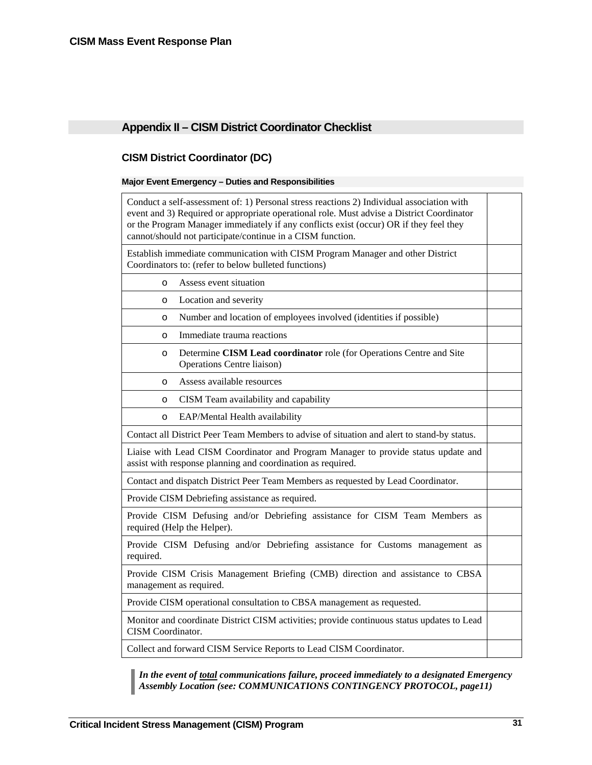## Appendix II – CISM District Coordinator Checklist

### CISM District Coordinator (DC)

**Major Event Emergency – Duties and Responsibilities**

| | |
|---|---|
| Conduct a self-assessment of: 1) Personal stress reactions 2) Individual association with event and 3) Required or appropriate operational role. Must advise a District Coordinator or the Program Manager immediately if any conflicts exist (occur) OR if they feel they cannot/should not participate/continue in a CISM function. | |
| Establish immediate communication with CISM Program Manager and other District Coordinators to: (refer to below bulleted functions) | |
| o Assess event situation | |
| o Location and severity | |
| o Number and location of employees involved (identities if possible) | |
| o Immediate trauma reactions | |
| o Determine **CISM Lead coordinator** role (for Operations Centre and Site Operations Centre liaison) | |
| o Assess available resources | |
| o CISM Team availability and capability | |
| o EAP/Mental Health availability | |
| Contact all District Peer Team Members to advise of situation and alert to stand-by status. | |
| Liaise with Lead CISM Coordinator and Program Manager to provide status update and assist with response planning and coordination as required. | |
| Contact and dispatch District Peer Team Members as requested by Lead Coordinator. | |
| Provide CISM Debriefing assistance as required. | |
| Provide CISM Defusing and/or Debriefing assistance for CISM Team Members as required (Help the Helper). | |
| Provide CISM Defusing and/or Debriefing assistance for Customs management as required. | |
| Provide CISM Crisis Management Briefing (CMB) direction and assistance to CBSA management as required. | |
| Provide CISM operational consultation to CBSA management as requested. | |
| Monitor and coordinate District CISM activities; provide continuous status updates to Lead CISM Coordinator. | |
| Collect and forward CISM Service Reports to Lead CISM Coordinator. | |

***In the event of <u>total</u> communications failure, proceed immediately to a designated Emergency Assembly Location (see: COMMUNICATIONS CONTINGENCY PROTOCOL, page11)***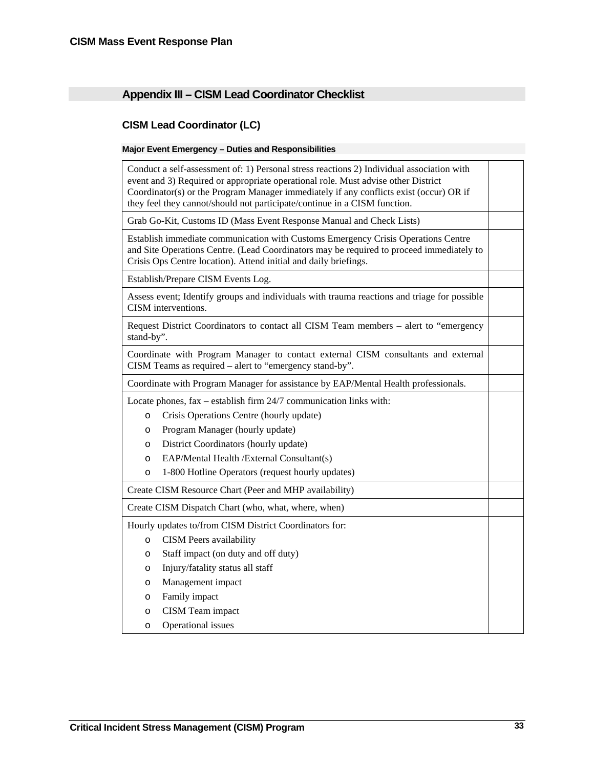## Appendix III – CISM Lead Coordinator Checklist

### CISM Lead Coordinator (LC)

#### Major Event Emergency – Duties and Responsibilities

| | |
|---|---|
| Conduct a self-assessment of: 1) Personal stress reactions 2) Individual association with event and 3) Required or appropriate operational role. Must advise other District Coordinator(s) or the Program Manager immediately if any conflicts exist (occur) OR if they feel they cannot/should not participate/continue in a CISM function. | |
| Grab Go-Kit, Customs ID (Mass Event Response Manual and Check Lists) | |
| Establish immediate communication with Customs Emergency Crisis Operations Centre and Site Operations Centre. (Lead Coordinators may be required to proceed immediately to Crisis Ops Centre location). Attend initial and daily briefings. | |
| Establish/Prepare CISM Events Log. | |
| Assess event; Identify groups and individuals with trauma reactions and triage for possible CISM interventions. | |
| Request District Coordinators to contact all CISM Team members – alert to "emergency stand-by". | |
| Coordinate with Program Manager to contact external CISM consultants and external CISM Teams as required – alert to "emergency stand-by". | |
| Coordinate with Program Manager for assistance by EAP/Mental Health professionals. | |
| Locate phones, fax – establish firm 24/7 communication links with:<br>o Crisis Operations Centre (hourly update)<br>o Program Manager (hourly update)<br>o District Coordinators (hourly update)<br>o EAP/Mental Health /External Consultant(s)<br>o 1-800 Hotline Operators (request hourly updates) | |
| Create CISM Resource Chart (Peer and MHP availability) | |
| Create CISM Dispatch Chart (who, what, where, when) | |
| Hourly updates to/from CISM District Coordinators for:<br>o CISM Peers availability<br>o Staff impact (on duty and off duty)<br>o Injury/fatality status all staff<br>o Management impact<br>o Family impact<br>o CISM Team impact<br>o Operational issues | |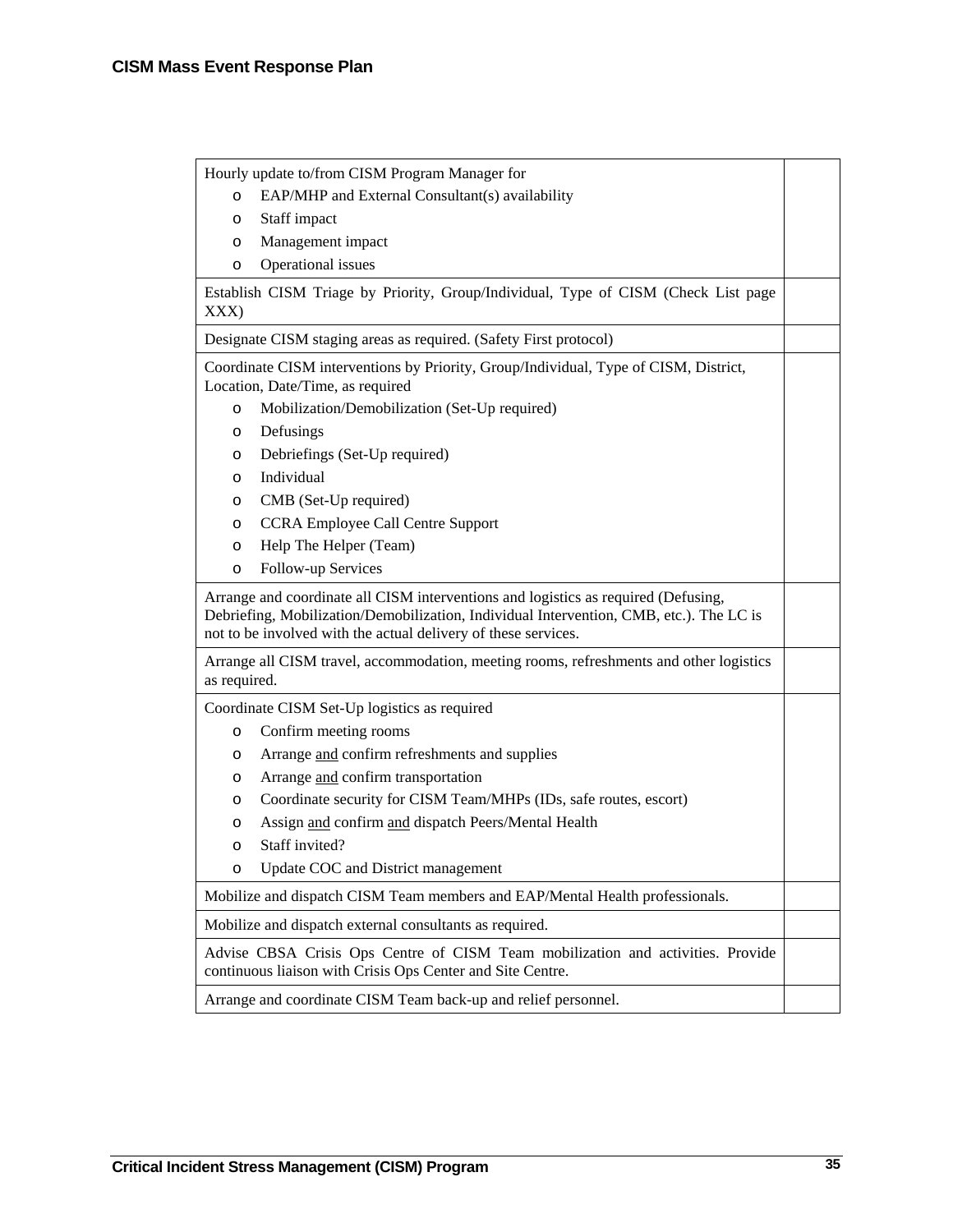| | |
|---|---|
| Hourly update to/from CISM Program Manager for<br>o EAP/MHP and External Consultant(s) availability<br>o Staff impact<br>o Management impact<br>o Operational issues | |
| Establish CISM Triage by Priority, Group/Individual, Type of CISM (Check List page XXX) | |
| Designate CISM staging areas as required. (Safety First protocol) | |
| Coordinate CISM interventions by Priority, Group/Individual, Type of CISM, District, Location, Date/Time, as required<br>o Mobilization/Demobilization (Set-Up required)<br>o Defusings<br>o Debriefings (Set-Up required)<br>o Individual<br>o CMB (Set-Up required)<br>o CCRA Employee Call Centre Support<br>o Help The Helper (Team)<br>o Follow-up Services | |
| Arrange and coordinate all CISM interventions and logistics as required (Defusing, Debriefing, Mobilization/Demobilization, Individual Intervention, CMB, etc.). The LC is not to be involved with the actual delivery of these services. | |
| Arrange all CISM travel, accommodation, meeting rooms, refreshments and other logistics as required. | |
| Coordinate CISM Set-Up logistics as required<br>o Confirm meeting rooms<br>o Arrange <u>and</u> confirm refreshments and supplies<br>o Arrange <u>and</u> confirm transportation<br>o Coordinate security for CISM Team/MHPs (IDs, safe routes, escort)<br>o Assign <u>and</u> confirm <u>and</u> dispatch Peers/Mental Health<br>o Staff invited?<br>o Update COC and District management | |
| Mobilize and dispatch CISM Team members and EAP/Mental Health professionals. | |
| Mobilize and dispatch external consultants as required. | |
| Advise CBSA Crisis Ops Centre of CISM Team mobilization and activities. Provide continuous liaison with Crisis Ops Center and Site Centre. | |
| Arrange and coordinate CISM Team back-up and relief personnel. | |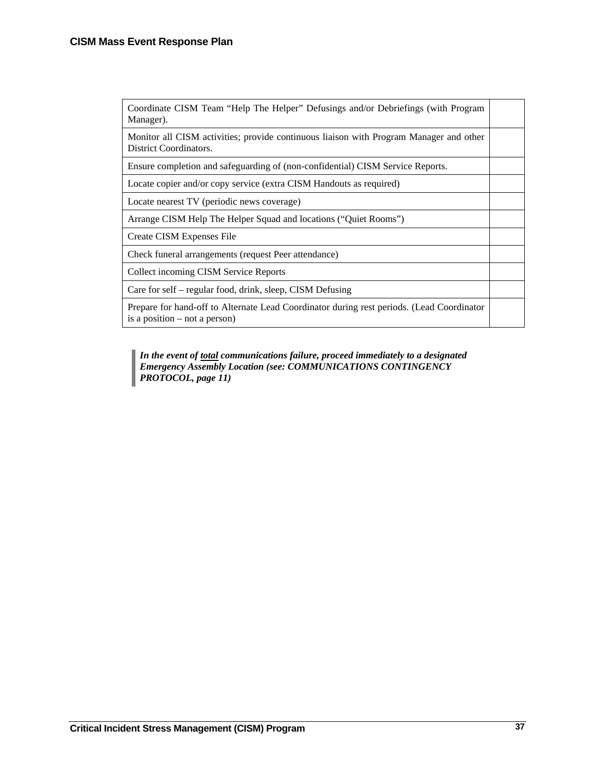| | |
|---|---|
| Coordinate CISM Team "Help The Helper" Defusings and/or Debriefings (with Program Manager). | |
| Monitor all CISM activities; provide continuous liaison with Program Manager and other District Coordinators. | |
| Ensure completion and safeguarding of (non-confidential) CISM Service Reports. | |
| Locate copier and/or copy service (extra CISM Handouts as required) | |
| Locate nearest TV (periodic news coverage) | |
| Arrange CISM Help The Helper Squad and locations ("Quiet Rooms") | |
| Create CISM Expenses File | |
| Check funeral arrangements (request Peer attendance) | |
| Collect incoming CISM Service Reports | |
| Care for self – regular food, drink, sleep, CISM Defusing | |
| Prepare for hand-off to Alternate Lead Coordinator during rest periods. (Lead Coordinator is a position – not a person) | |

> ***In the event of <u>total</u> communications failure, proceed immediately to a designated Emergency Assembly Location (see: COMMUNICATIONS CONTINGENCY PROTOCOL, page 11)***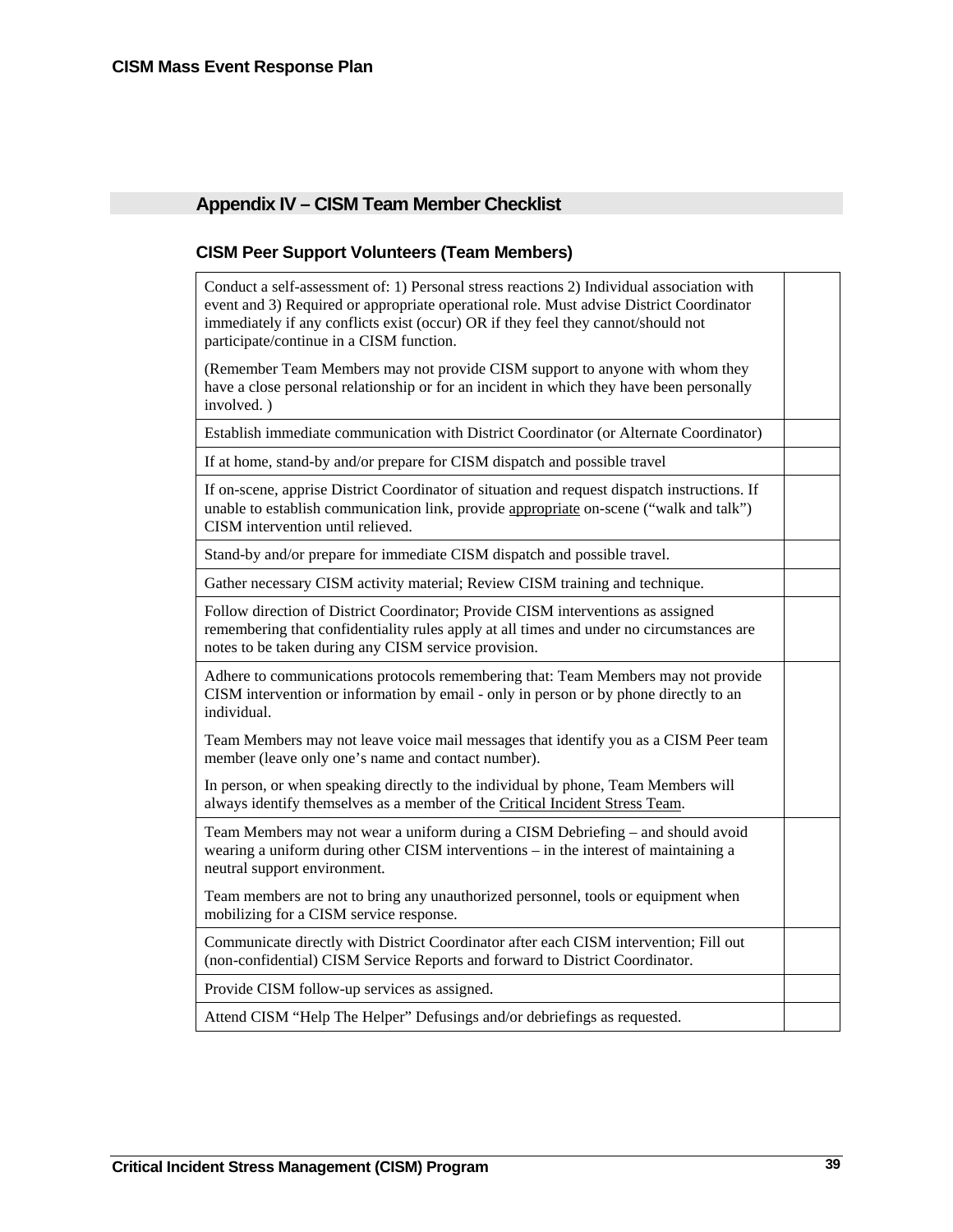## Appendix IV – CISM Team Member Checklist

### CISM Peer Support Volunteers (Team Members)

| | |
|---|---|
| Conduct a self-assessment of: 1) Personal stress reactions 2) Individual association with event and 3) Required or appropriate operational role. Must advise District Coordinator immediately if any conflicts exist (occur) OR if they feel they cannot/should not participate/continue in a CISM function.<br><br>(Remember Team Members may not provide CISM support to anyone with whom they have a close personal relationship or for an incident in which they have been personally involved. ) | |
| Establish immediate communication with District Coordinator (or Alternate Coordinator) | |
| If at home, stand-by and/or prepare for CISM dispatch and possible travel | |
| If on-scene, apprise District Coordinator of situation and request dispatch instructions. If unable to establish communication link, provide appropriate on-scene ("walk and talk") CISM intervention until relieved. | |
| Stand-by and/or prepare for immediate CISM dispatch and possible travel. | |
| Gather necessary CISM activity material; Review CISM training and technique. | |
| Follow direction of District Coordinator; Provide CISM interventions as assigned remembering that confidentiality rules apply at all times and under no circumstances are notes to be taken during any CISM service provision. | |
| Adhere to communications protocols remembering that: Team Members may not provide CISM intervention or information by email - only in person or by phone directly to an individual.<br><br>Team Members may not leave voice mail messages that identify you as a CISM Peer team member (leave only one's name and contact number).<br><br>In person, or when speaking directly to the individual by phone, Team Members will always identify themselves as a member of the Critical Incident Stress Team. | |
| Team Members may not wear a uniform during a CISM Debriefing – and should avoid wearing a uniform during other CISM interventions – in the interest of maintaining a neutral support environment.<br><br>Team members are not to bring any unauthorized personnel, tools or equipment when mobilizing for a CISM service response. | |
| Communicate directly with District Coordinator after each CISM intervention; Fill out (non-confidential) CISM Service Reports and forward to District Coordinator. | |
| Provide CISM follow-up services as assigned. | |
| Attend CISM "Help The Helper" Defusings and/or debriefings as requested. | |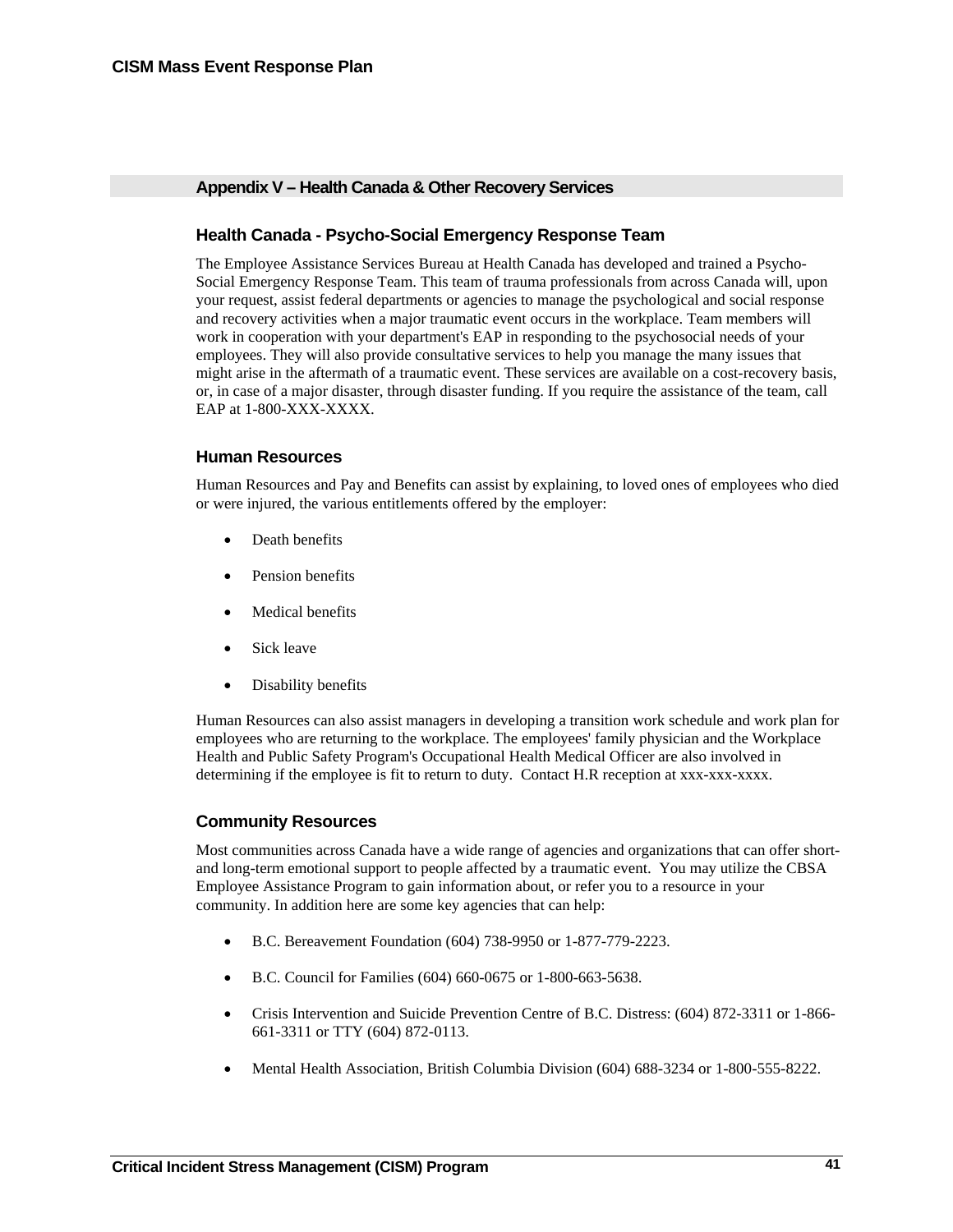## Appendix V – Health Canada & Other Recovery Services

### Health Canada - Psycho-Social Emergency Response Team

The Employee Assistance Services Bureau at Health Canada has developed and trained a Psycho-Social Emergency Response Team. This team of trauma professionals from across Canada will, upon your request, assist federal departments or agencies to manage the psychological and social response and recovery activities when a major traumatic event occurs in the workplace. Team members will work in cooperation with your department's EAP in responding to the psychosocial needs of your employees. They will also provide consultative services to help you manage the many issues that might arise in the aftermath of a traumatic event. These services are available on a cost-recovery basis, or, in case of a major disaster, through disaster funding. If you require the assistance of the team, call EAP at 1-800-XXX-XXXX.

### Human Resources

Human Resources and Pay and Benefits can assist by explaining, to loved ones of employees who died or were injured, the various entitlements offered by the employer:

- Death benefits
- Pension benefits
- Medical benefits
- Sick leave
- Disability benefits

Human Resources can also assist managers in developing a transition work schedule and work plan for employees who are returning to the workplace. The employees' family physician and the Workplace Health and Public Safety Program's Occupational Health Medical Officer are also involved in determining if the employee is fit to return to duty. Contact H.R reception at xxx-xxx-xxxx.

### Community Resources

Most communities across Canada have a wide range of agencies and organizations that can offer short- and long-term emotional support to people affected by a traumatic event. You may utilize the CBSA Employee Assistance Program to gain information about, or refer you to a resource in your community. In addition here are some key agencies that can help:

- B.C. Bereavement Foundation (604) 738-9950 or 1-877-779-2223.
- B.C. Council for Families (604) 660-0675 or 1-800-663-5638.
- Crisis Intervention and Suicide Prevention Centre of B.C. Distress: (604) 872-3311 or 1-866-661-3311 or TTY (604) 872-0113.
- Mental Health Association, British Columbia Division (604) 688-3234 or 1-800-555-8222.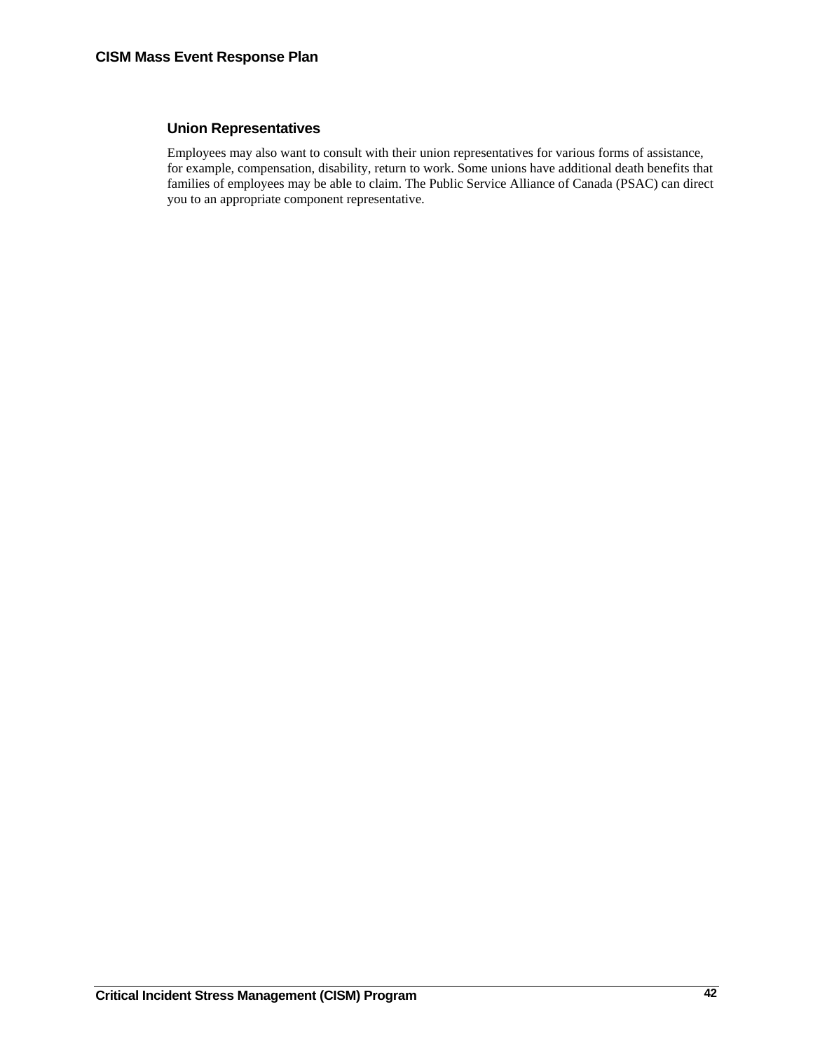## Union Representatives

Employees may also want to consult with their union representatives for various forms of assistance, for example, compensation, disability, return to work. Some unions have additional death benefits that families of employees may be able to claim. The Public Service Alliance of Canada (PSAC) can direct you to an appropriate component representative.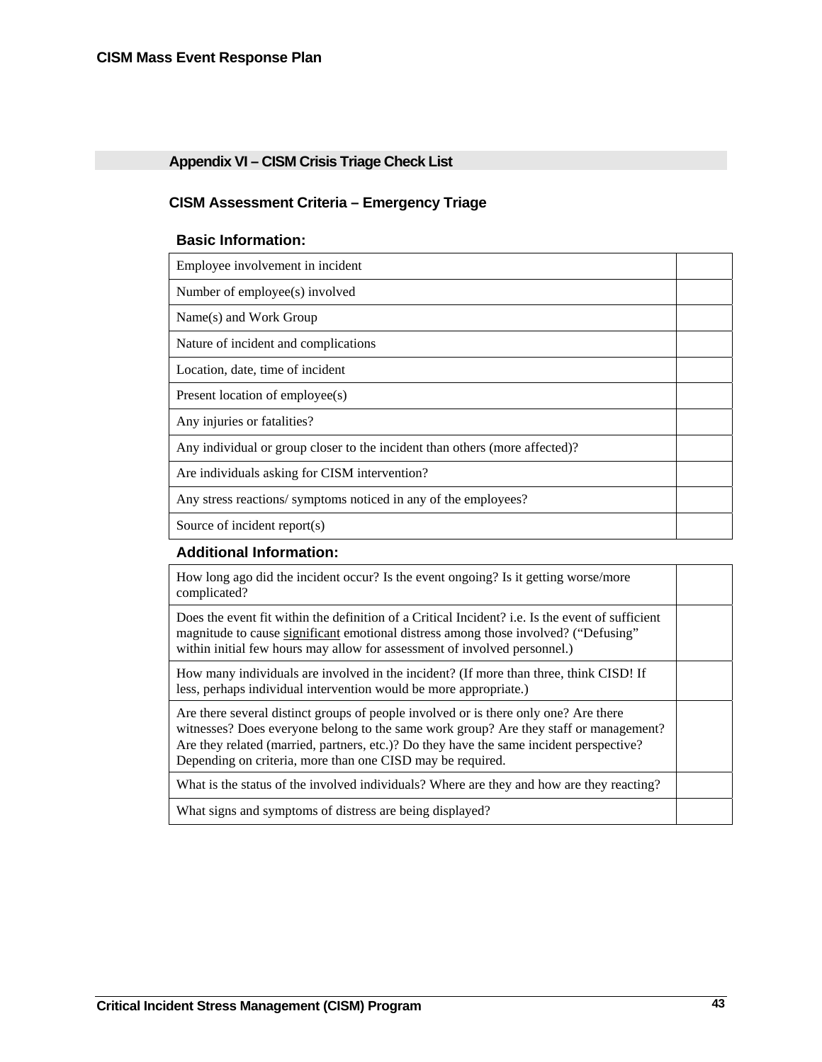## Appendix VI – CISM Crisis Triage Check List

### CISM Assessment Criteria – Emergency Triage

#### Basic Information:

| | |
|---|---|
| Employee involvement in incident | |
| Number of employee(s) involved | |
| Name(s) and Work Group | |
| Nature of incident and complications | |
| Location, date, time of incident | |
| Present location of employee(s) | |
| Any injuries or fatalities? | |
| Any individual or group closer to the incident than others (more affected)? | |
| Are individuals asking for CISM intervention? | |
| Any stress reactions/ symptoms noticed in any of the employees? | |
| Source of incident report(s) | |

#### Additional Information:

| | |
|---|---|
| How long ago did the incident occur? Is the event ongoing? Is it getting worse/more complicated? | |
| Does the event fit within the definition of a Critical Incident? i.e. Is the event of sufficient magnitude to cause <u>significant</u> emotional distress among those involved? ("Defusing" within initial few hours may allow for assessment of involved personnel.) | |
| How many individuals are involved in the incident? (If more than three, think CISD! If less, perhaps individual intervention would be more appropriate.) | |
| Are there several distinct groups of people involved or is there only one? Are there witnesses? Does everyone belong to the same work group? Are they staff or management? Are they related (married, partners, etc.)? Do they have the same incident perspective? Depending on criteria, more than one CISD may be required. | |
| What is the status of the involved individuals? Where are they and how are they reacting? | |
| What signs and symptoms of distress are being displayed? | |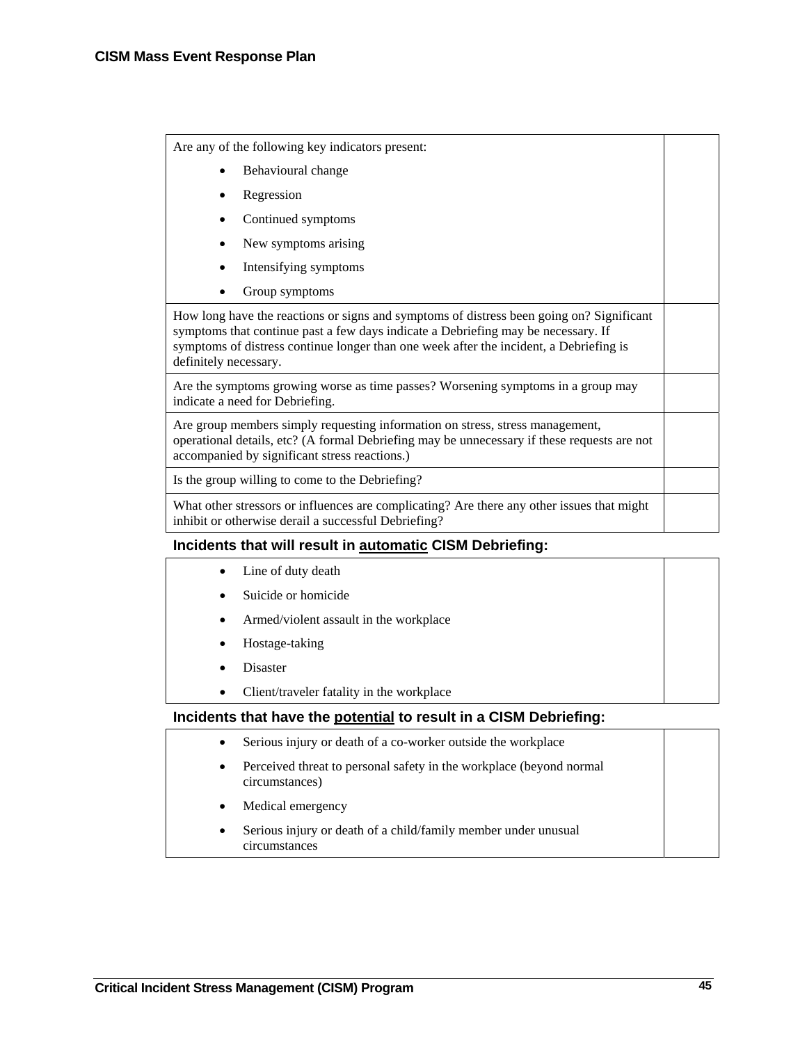| Are any of the following key indicators present:<br>• Behavioural change<br>• Regression<br>• Continued symptoms<br>• New symptoms arising<br>• Intensifying symptoms<br>• Group symptoms | |
|---|---|
| How long have the reactions or signs and symptoms of distress been going on? Significant symptoms that continue past a few days indicate a Debriefing may be necessary. If symptoms of distress continue longer than one week after the incident, a Debriefing is definitely necessary. | |
| Are the symptoms growing worse as time passes? Worsening symptoms in a group may indicate a need for Debriefing. | |
| Are group members simply requesting information on stress, stress management, operational details, etc? (A formal Debriefing may be unnecessary if these requests are not accompanied by significant stress reactions.) | |
| Is the group willing to come to the Debriefing? | |
| What other stressors or influences are complicating? Are there any other issues that might inhibit or otherwise derail a successful Debriefing? | |

### Incidents that will result in automatic CISM Debriefing:

| • Line of duty death<br>• Suicide or homicide<br>• Armed/violent assault in the workplace<br>• Hostage-taking<br>• Disaster<br>• Client/traveler fatality in the workplace | |
|---|---|

### Incidents that have the potential to result in a CISM Debriefing:

| • Serious injury or death of a co-worker outside the workplace<br>• Perceived threat to personal safety in the workplace (beyond normal circumstances)<br>• Medical emergency<br>• Serious injury or death of a child/family member under unusual circumstances | |
|---|---|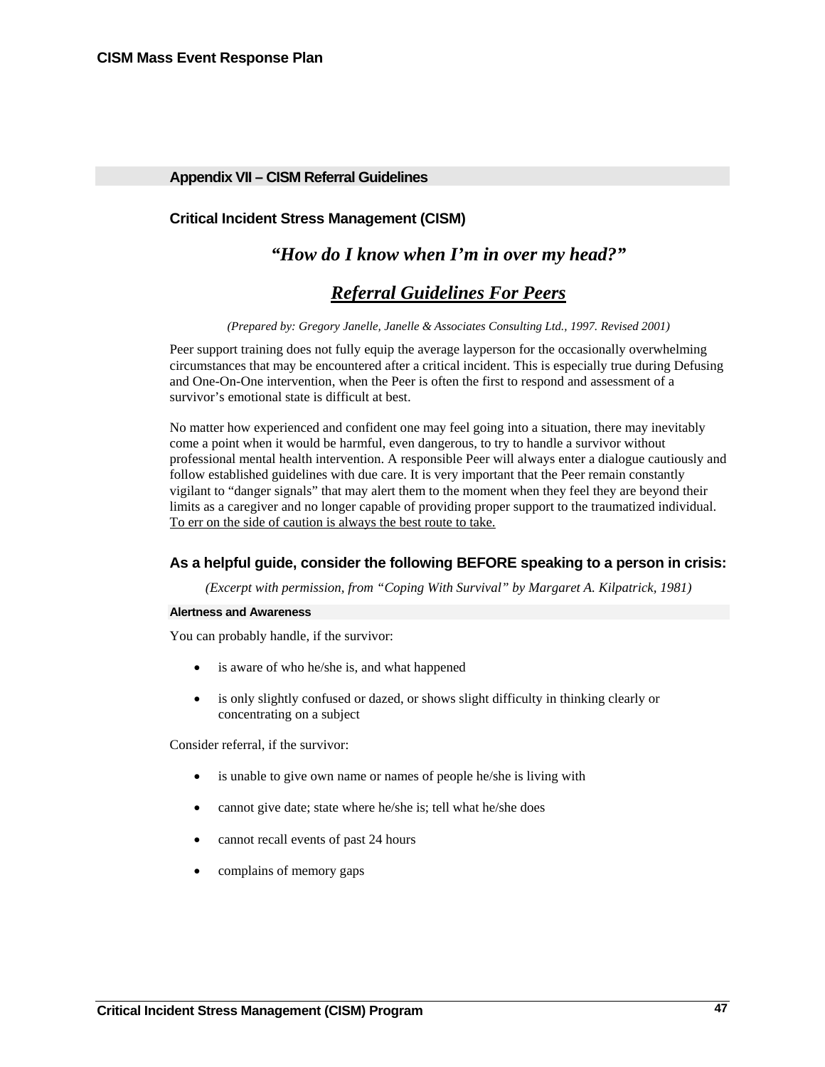## Appendix VII – CISM Referral Guidelines

### Critical Incident Stress Management (CISM)

***"How do I know when I'm in over my head?"***

***Referral Guidelines For Peers***

*(Prepared by: Gregory Janelle, Janelle & Associates Consulting Ltd., 1997. Revised 2001)*

Peer support training does not fully equip the average layperson for the occasionally overwhelming circumstances that may be encountered after a critical incident. This is especially true during Defusing and One-On-One intervention, when the Peer is often the first to respond and assessment of a survivor's emotional state is difficult at best.

No matter how experienced and confident one may feel going into a situation, there may inevitably come a point when it would be harmful, even dangerous, to try to handle a survivor without professional mental health intervention. A responsible Peer will always enter a dialogue cautiously and follow established guidelines with due care. It is very important that the Peer remain constantly vigilant to "danger signals" that may alert them to the moment when they feel they are beyond their limits as a caregiver and no longer capable of providing proper support to the traumatized individual. To err on the side of caution is always the best route to take.

### As a helpful guide, consider the following BEFORE speaking to a person in crisis:

*(Excerpt with permission, from "Coping With Survival" by Margaret A. Kilpatrick, 1981)*

#### Alertness and Awareness

You can probably handle, if the survivor:

- is aware of who he/she is, and what happened
- is only slightly confused or dazed, or shows slight difficulty in thinking clearly or concentrating on a subject

Consider referral, if the survivor:

- is unable to give own name or names of people he/she is living with
- cannot give date; state where he/she is; tell what he/she does
- cannot recall events of past 24 hours
- complains of memory gaps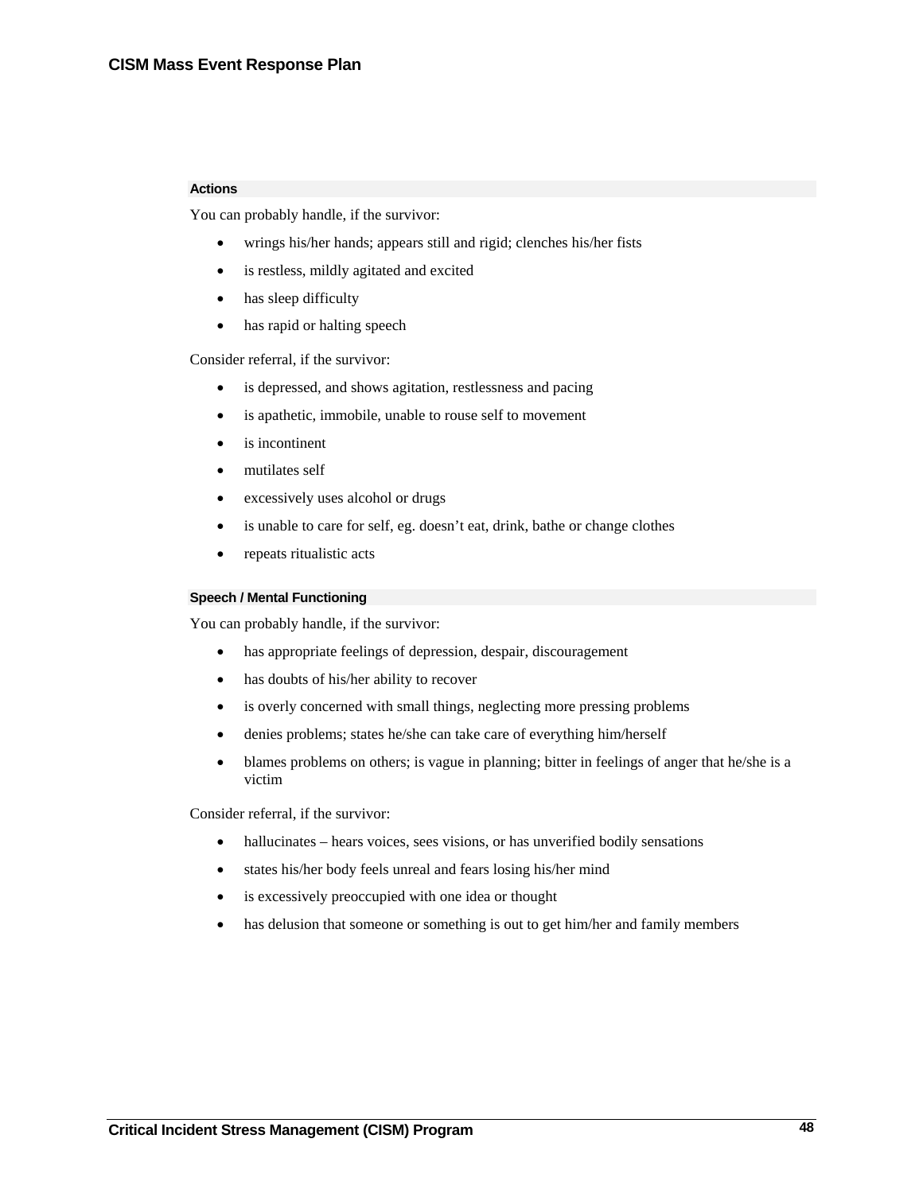#### Actions

You can probably handle, if the survivor:

- wrings his/her hands; appears still and rigid; clenches his/her fists
- is restless, mildly agitated and excited
- has sleep difficulty
- has rapid or halting speech

Consider referral, if the survivor:

- is depressed, and shows agitation, restlessness and pacing
- is apathetic, immobile, unable to rouse self to movement
- is incontinent
- mutilates self
- excessively uses alcohol or drugs
- is unable to care for self, eg. doesn't eat, drink, bathe or change clothes
- repeats ritualistic acts

#### Speech / Mental Functioning

You can probably handle, if the survivor:

- has appropriate feelings of depression, despair, discouragement
- has doubts of his/her ability to recover
- is overly concerned with small things, neglecting more pressing problems
- denies problems; states he/she can take care of everything him/herself
- blames problems on others; is vague in planning; bitter in feelings of anger that he/she is a victim

Consider referral, if the survivor:

- hallucinates – hears voices, sees visions, or has unverified bodily sensations
- states his/her body feels unreal and fears losing his/her mind
- is excessively preoccupied with one idea or thought
- has delusion that someone or something is out to get him/her and family members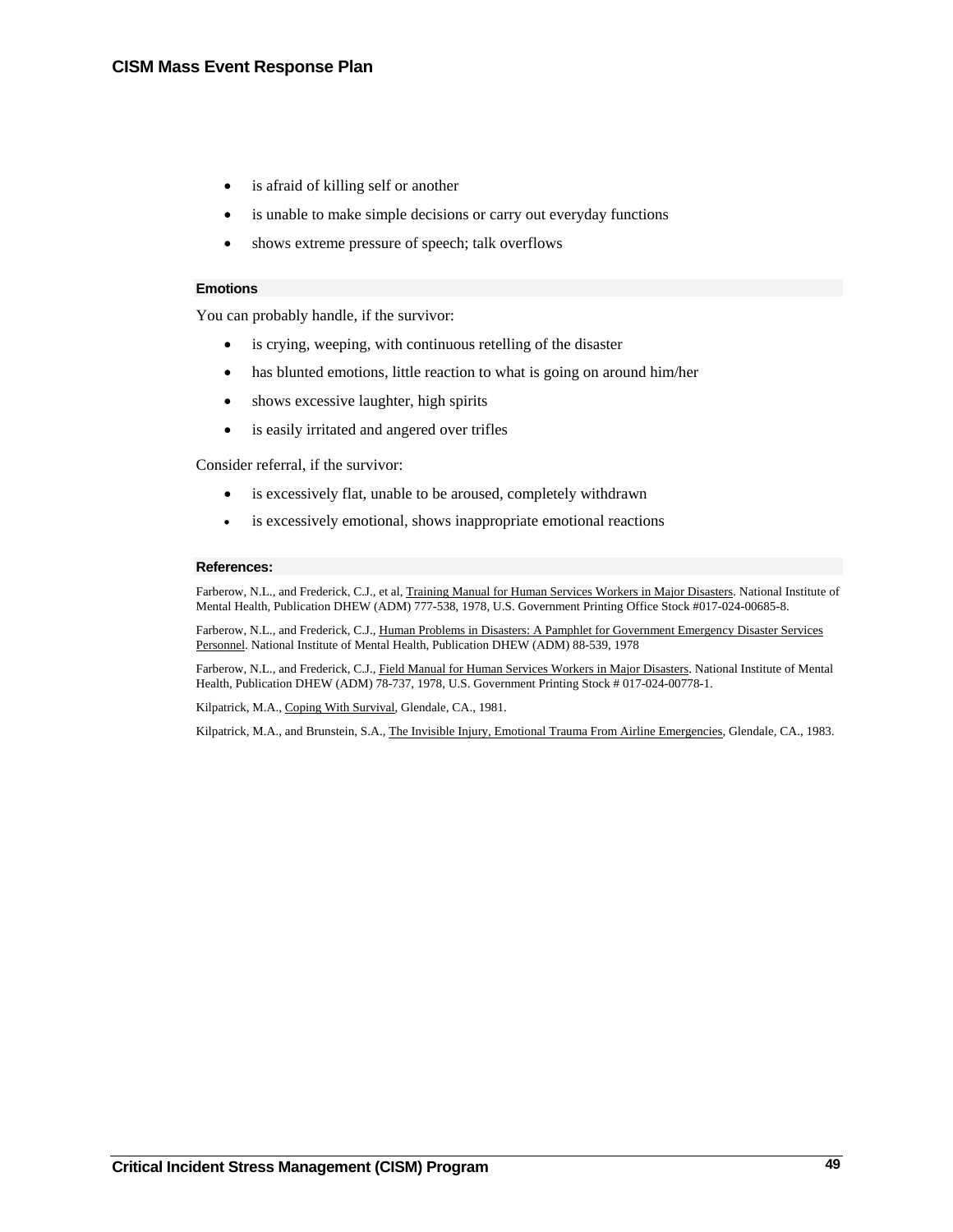- is afraid of killing self or another
- is unable to make simple decisions or carry out everyday functions
- shows extreme pressure of speech; talk overflows

#### Emotions

You can probably handle, if the survivor:

- is crying, weeping, with continuous retelling of the disaster
- has blunted emotions, little reaction to what is going on around him/her
- shows excessive laughter, high spirits
- is easily irritated and angered over trifles

Consider referral, if the survivor:

- is excessively flat, unable to be aroused, completely withdrawn
- is excessively emotional, shows inappropriate emotional reactions

#### References:

Farberow, N.L., and Frederick, C.J., et al, Training Manual for Human Services Workers in Major Disasters. National Institute of Mental Health, Publication DHEW (ADM) 777-538, 1978, U.S. Government Printing Office Stock #017-024-00685-8.

Farberow, N.L., and Frederick, C.J., Human Problems in Disasters: A Pamphlet for Government Emergency Disaster Services Personnel. National Institute of Mental Health, Publication DHEW (ADM) 88-539, 1978

Farberow, N.L., and Frederick, C.J., Field Manual for Human Services Workers in Major Disasters. National Institute of Mental Health, Publication DHEW (ADM) 78-737, 1978, U.S. Government Printing Stock # 017-024-00778-1.

Kilpatrick, M.A., Coping With Survival, Glendale, CA., 1981.

Kilpatrick, M.A., and Brunstein, S.A., The Invisible Injury, Emotional Trauma From Airline Emergencies, Glendale, CA., 1983.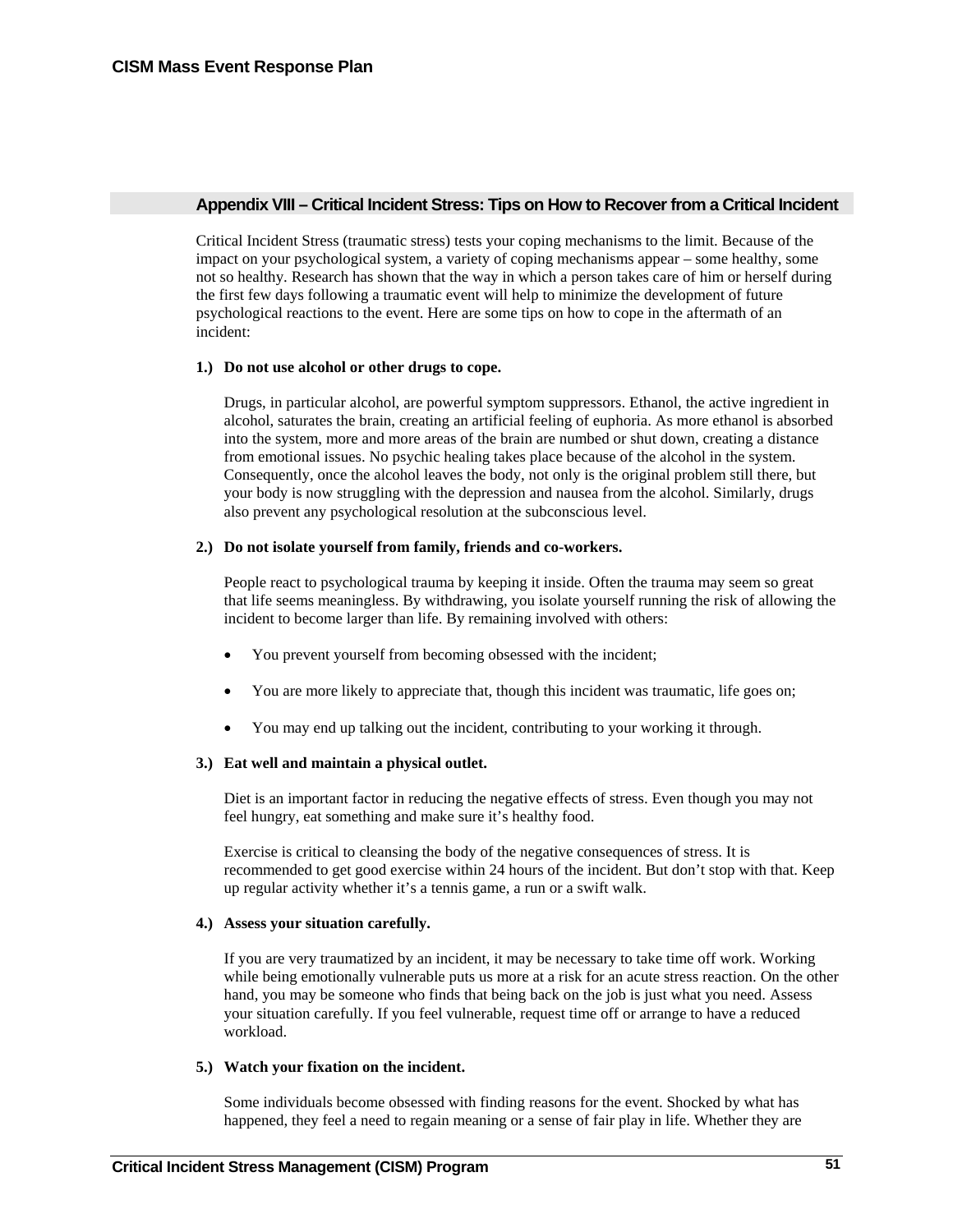## Appendix VIII – Critical Incident Stress: Tips on How to Recover from a Critical Incident

Critical Incident Stress (traumatic stress) tests your coping mechanisms to the limit. Because of the impact on your psychological system, a variety of coping mechanisms appear – some healthy, some not so healthy. Research has shown that the way in which a person takes care of him or herself during the first few days following a traumatic event will help to minimize the development of future psychological reactions to the event. Here are some tips on how to cope in the aftermath of an incident:

**1.) Do not use alcohol or other drugs to cope.**

Drugs, in particular alcohol, are powerful symptom suppressors. Ethanol, the active ingredient in alcohol, saturates the brain, creating an artificial feeling of euphoria. As more ethanol is absorbed into the system, more and more areas of the brain are numbed or shut down, creating a distance from emotional issues. No psychic healing takes place because of the alcohol in the system. Consequently, once the alcohol leaves the body, not only is the original problem still there, but your body is now struggling with the depression and nausea from the alcohol. Similarly, drugs also prevent any psychological resolution at the subconscious level.

**2.) Do not isolate yourself from family, friends and co-workers.**

People react to psychological trauma by keeping it inside. Often the trauma may seem so great that life seems meaningless. By withdrawing, you isolate yourself running the risk of allowing the incident to become larger than life. By remaining involved with others:

- You prevent yourself from becoming obsessed with the incident;
- You are more likely to appreciate that, though this incident was traumatic, life goes on;
- You may end up talking out the incident, contributing to your working it through.

**3.) Eat well and maintain a physical outlet.**

Diet is an important factor in reducing the negative effects of stress. Even though you may not feel hungry, eat something and make sure it's healthy food.

Exercise is critical to cleansing the body of the negative consequences of stress. It is recommended to get good exercise within 24 hours of the incident. But don't stop with that. Keep up regular activity whether it's a tennis game, a run or a swift walk.

**4.) Assess your situation carefully.**

If you are very traumatized by an incident, it may be necessary to take time off work. Working while being emotionally vulnerable puts us more at a risk for an acute stress reaction. On the other hand, you may be someone who finds that being back on the job is just what you need. Assess your situation carefully. If you feel vulnerable, request time off or arrange to have a reduced workload.

**5.) Watch your fixation on the incident.**

Some individuals become obsessed with finding reasons for the event. Shocked by what has happened, they feel a need to regain meaning or a sense of fair play in life. Whether they are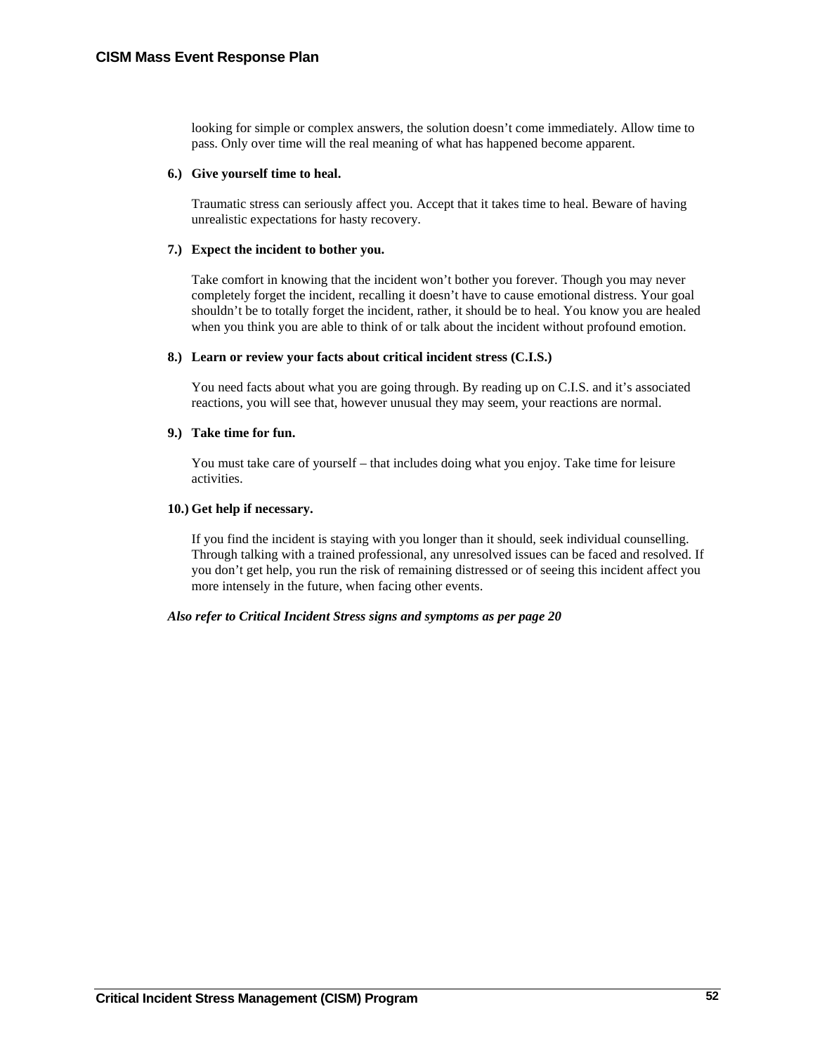looking for simple or complex answers, the solution doesn't come immediately. Allow time to pass. Only over time will the real meaning of what has happened become apparent.

**6.) Give yourself time to heal.**

Traumatic stress can seriously affect you. Accept that it takes time to heal. Beware of having unrealistic expectations for hasty recovery.

**7.) Expect the incident to bother you.**

Take comfort in knowing that the incident won't bother you forever. Though you may never completely forget the incident, recalling it doesn't have to cause emotional distress. Your goal shouldn't be to totally forget the incident, rather, it should be to heal. You know you are healed when you think you are able to think of or talk about the incident without profound emotion.

**8.) Learn or review your facts about critical incident stress (C.I.S.)**

You need facts about what you are going through. By reading up on C.I.S. and it's associated reactions, you will see that, however unusual they may seem, your reactions are normal.

**9.) Take time for fun.**

You must take care of yourself – that includes doing what you enjoy. Take time for leisure activities.

**10.) Get help if necessary.**

If you find the incident is staying with you longer than it should, seek individual counselling. Through talking with a trained professional, any unresolved issues can be faced and resolved. If you don't get help, you run the risk of remaining distressed or of seeing this incident affect you more intensely in the future, when facing other events.

***Also refer to Critical Incident Stress signs and symptoms as per page 20***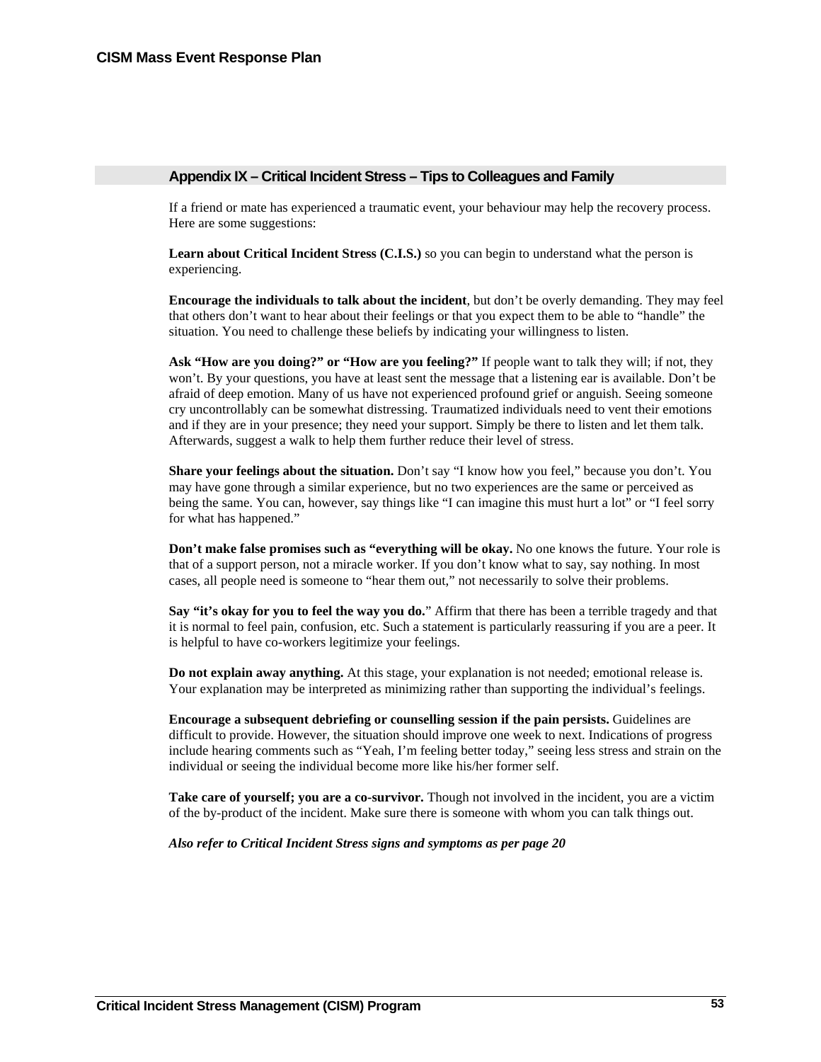## Appendix IX – Critical Incident Stress – Tips to Colleagues and Family

If a friend or mate has experienced a traumatic event, your behaviour may help the recovery process. Here are some suggestions:

**Learn about Critical Incident Stress (C.I.S.)** so you can begin to understand what the person is experiencing.

**Encourage the individuals to talk about the incident**, but don't be overly demanding. They may feel that others don't want to hear about their feelings or that you expect them to be able to "handle" the situation. You need to challenge these beliefs by indicating your willingness to listen.

**Ask "How are you doing?" or "How are you feeling?"** If people want to talk they will; if not, they won't. By your questions, you have at least sent the message that a listening ear is available. Don't be afraid of deep emotion. Many of us have not experienced profound grief or anguish. Seeing someone cry uncontrollably can be somewhat distressing. Traumatized individuals need to vent their emotions and if they are in your presence; they need your support. Simply be there to listen and let them talk. Afterwards, suggest a walk to help them further reduce their level of stress.

**Share your feelings about the situation.** Don't say "I know how you feel," because you don't. You may have gone through a similar experience, but no two experiences are the same or perceived as being the same. You can, however, say things like "I can imagine this must hurt a lot" or "I feel sorry for what has happened."

**Don't make false promises such as "everything will be okay.** No one knows the future. Your role is that of a support person, not a miracle worker. If you don't know what to say, say nothing. In most cases, all people need is someone to "hear them out," not necessarily to solve their problems.

**Say "it's okay for you to feel the way you do.**" Affirm that there has been a terrible tragedy and that it is normal to feel pain, confusion, etc. Such a statement is particularly reassuring if you are a peer. It is helpful to have co-workers legitimize your feelings.

**Do not explain away anything.** At this stage, your explanation is not needed; emotional release is. Your explanation may be interpreted as minimizing rather than supporting the individual's feelings.

**Encourage a subsequent debriefing or counselling session if the pain persists.** Guidelines are difficult to provide. However, the situation should improve one week to next. Indications of progress include hearing comments such as "Yeah, I'm feeling better today," seeing less stress and strain on the individual or seeing the individual become more like his/her former self.

**Take care of yourself; you are a co-survivor.** Though not involved in the incident, you are a victim of the by-product of the incident. Make sure there is someone with whom you can talk things out.

***Also refer to Critical Incident Stress signs and symptoms as per page 20***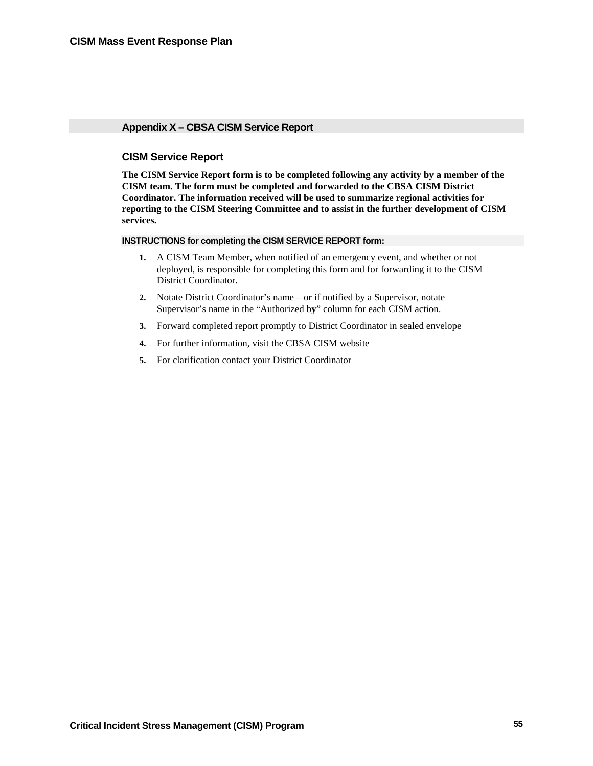## Appendix X – CBSA CISM Service Report

### CISM Service Report

**The CISM Service Report form is to be completed following any activity by a member of the CISM team. The form must be completed and forwarded to the CBSA CISM District Coordinator. The information received will be used to summarize regional activities for reporting to the CISM Steering Committee and to assist in the further development of CISM services.**

#### INSTRUCTIONS for completing the CISM SERVICE REPORT form:

1. A CISM Team Member, when notified of an emergency event, and whether or not deployed, is responsible for completing this form and for forwarding it to the CISM District Coordinator.
2. Notate District Coordinator's name – or if notified by a Supervisor, notate Supervisor's name in the "Authorized by" column for each CISM action.
3. Forward completed report promptly to District Coordinator in sealed envelope
4. For further information, visit the CBSA CISM website
5. For clarification contact your District Coordinator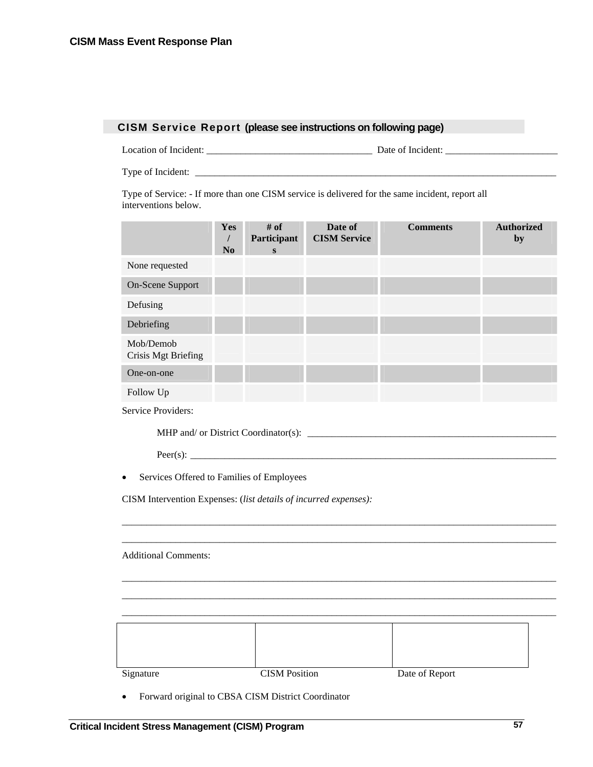## CISM Service Report (please see instructions on following page)

Location of Incident: ___________________________________ Date of Incident: _______________________

Type of Incident: ___________________________________________________________________________

Type of Service: - If more than one CISM service is delivered for the same incident, report all interventions below.

| | Yes / No | # of Participants | Date of CISM Service | Comments | Authorized by |
|---|---|---|---|---|---|
| None requested | | | | | |
| On-Scene Support | | | | | |
| Defusing | | | | | |
| Debriefing | | | | | |
| Mob/Demob Crisis Mgt Briefing | | | | | |
| One-on-one | | | | | |
| Follow Up | | | | | |

Service Providers:

MHP and/ or District Coordinator(s): _____________________________________________________

Peer(s): ___________________________________________________________________________

- Services Offered to Families of Employees

CISM Intervention Expenses: (*list details of incurred expenses):*

_____________________________________________________________________________________________

_____________________________________________________________________________________________

Additional Comments:

_____________________________________________________________________________________________

_____________________________________________________________________________________________

_____________________________________________________________________________________________

| | | |
|---|---|---|
| | | |
| Signature | CISM Position | Date of Report |

- Forward original to CBSA CISM District Coordinator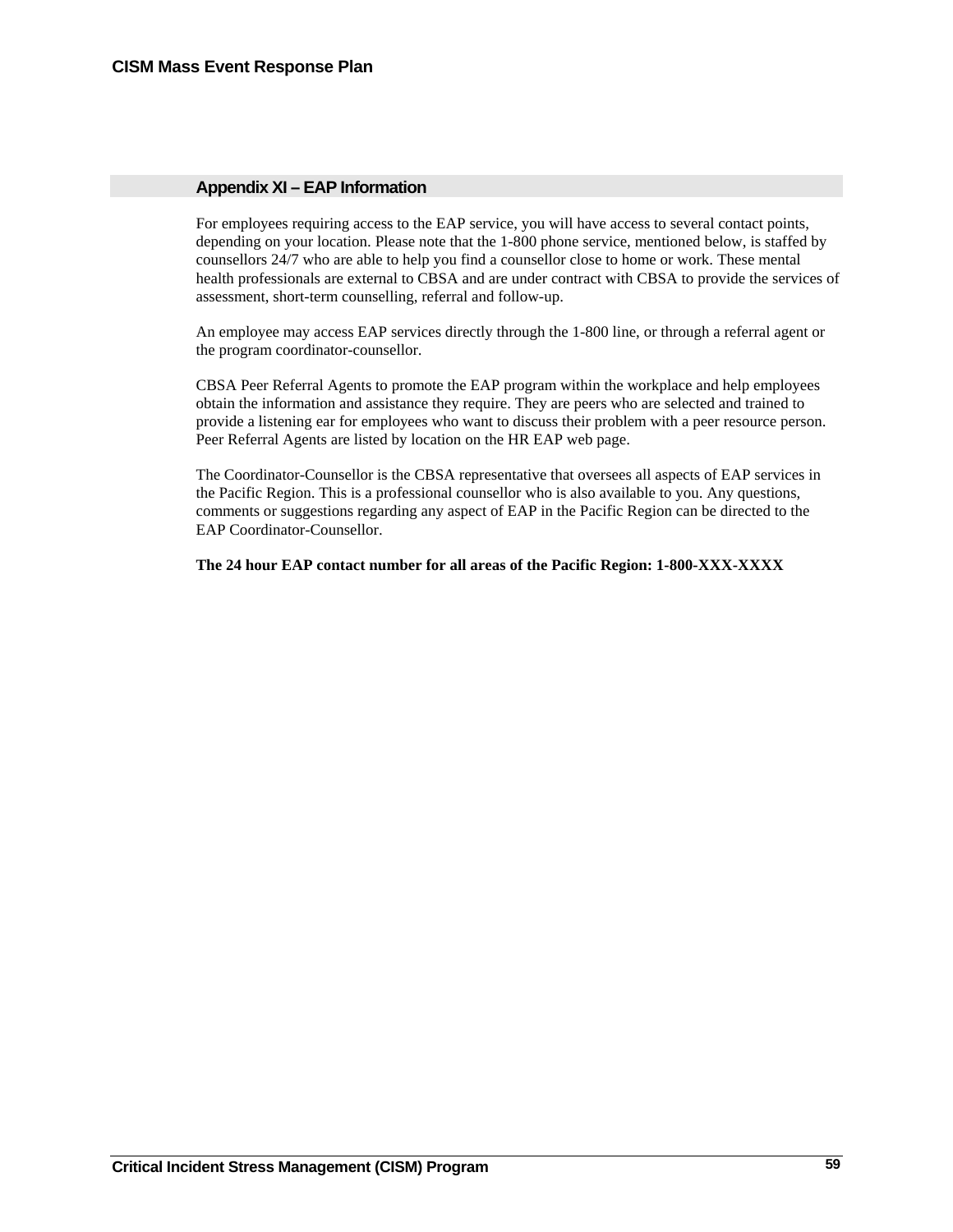## Appendix XI – EAP Information

For employees requiring access to the EAP service, you will have access to several contact points, depending on your location. Please note that the 1-800 phone service, mentioned below, is staffed by counsellors 24/7 who are able to help you find a counsellor close to home or work. These mental health professionals are external to CBSA and are under contract with CBSA to provide the services of assessment, short-term counselling, referral and follow-up.

An employee may access EAP services directly through the 1-800 line, or through a referral agent or the program coordinator-counsellor.

CBSA Peer Referral Agents to promote the EAP program within the workplace and help employees obtain the information and assistance they require. They are peers who are selected and trained to provide a listening ear for employees who want to discuss their problem with a peer resource person. Peer Referral Agents are listed by location on the HR EAP web page.

The Coordinator-Counsellor is the CBSA representative that oversees all aspects of EAP services in the Pacific Region. This is a professional counsellor who is also available to you. Any questions, comments or suggestions regarding any aspect of EAP in the Pacific Region can be directed to the EAP Coordinator-Counsellor.

**The 24 hour EAP contact number for all areas of the Pacific Region: 1-800-XXX-XXXX**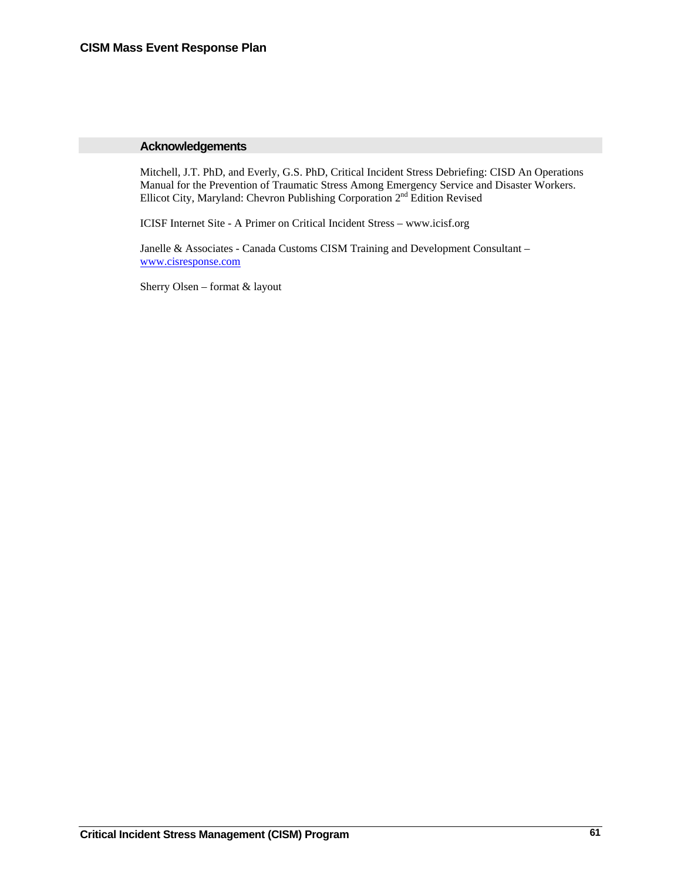## Acknowledgements

Mitchell, J.T. PhD, and Everly, G.S. PhD, Critical Incident Stress Debriefing: CISD An Operations Manual for the Prevention of Traumatic Stress Among Emergency Service and Disaster Workers. Ellicot City, Maryland: Chevron Publishing Corporation 2nd Edition Revised

ICISF Internet Site - A Primer on Critical Incident Stress – www.icisf.org

Janelle & Associates - Canada Customs CISM Training and Development Consultant – www.cisresponse.com

Sherry Olsen – format & layout